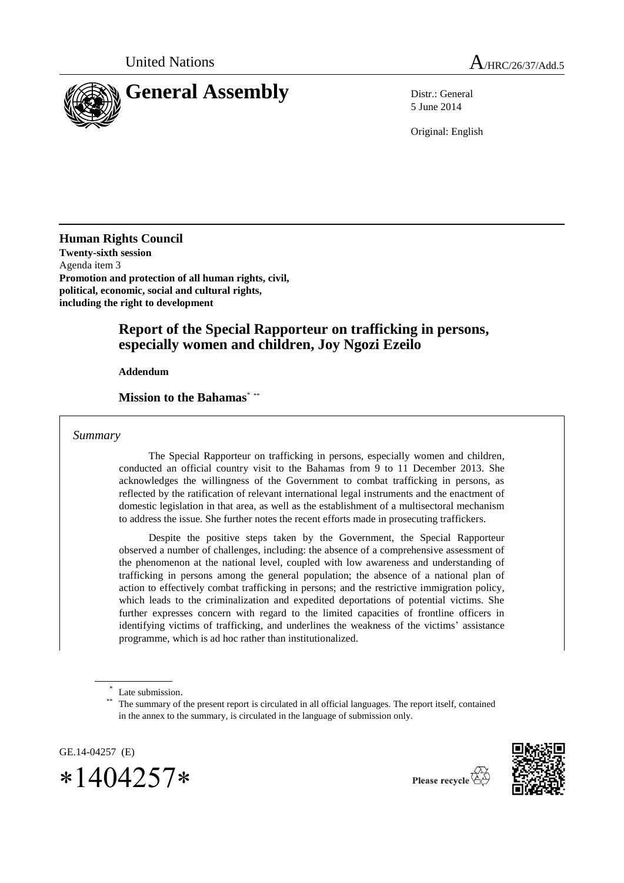United Nations

# A/HRC/26/37/Add.5

# General Assembly

Distr.: General
5 June 2014

Original: English

**Human Rights Council**
**Twenty-sixth session**
Agenda item 3
**Promotion and protection of all human rights, civil, political, economic, social and cultural rights, including the right to development**

## Report of the Special Rapporteur on trafficking in persons, especially women and children, Joy Ngozi Ezeilo

**Addendum**

### Mission to the Bahamas[*] [**]

*Summary*

The Special Rapporteur on trafficking in persons, especially women and children, conducted an official country visit to the Bahamas from 9 to 11 December 2013. She acknowledges the willingness of the Government to combat trafficking in persons, as reflected by the ratification of relevant international legal instruments and the enactment of domestic legislation in that area, as well as the establishment of a multisectoral mechanism to address the issue. She further notes the recent efforts made in prosecuting traffickers.

Despite the positive steps taken by the Government, the Special Rapporteur observed a number of challenges, including: the absence of a comprehensive assessment of the phenomenon at the national level, coupled with low awareness and understanding of trafficking in persons among the general population; the absence of a national plan of action to effectively combat trafficking in persons; and the restrictive immigration policy, which leads to the criminalization and expedited deportations of potential victims. She further expresses concern with regard to the limited capacities of frontline officers in identifying victims of trafficking, and underlines the weakness of the victims' assistance programme, which is ad hoc rather than institutionalized.

[*] Late submission.

[**] The summary of the present report is circulated in all official languages. The report itself, contained in the annex to the summary, is circulated in the language of submission only.

GE.14-04257 (E)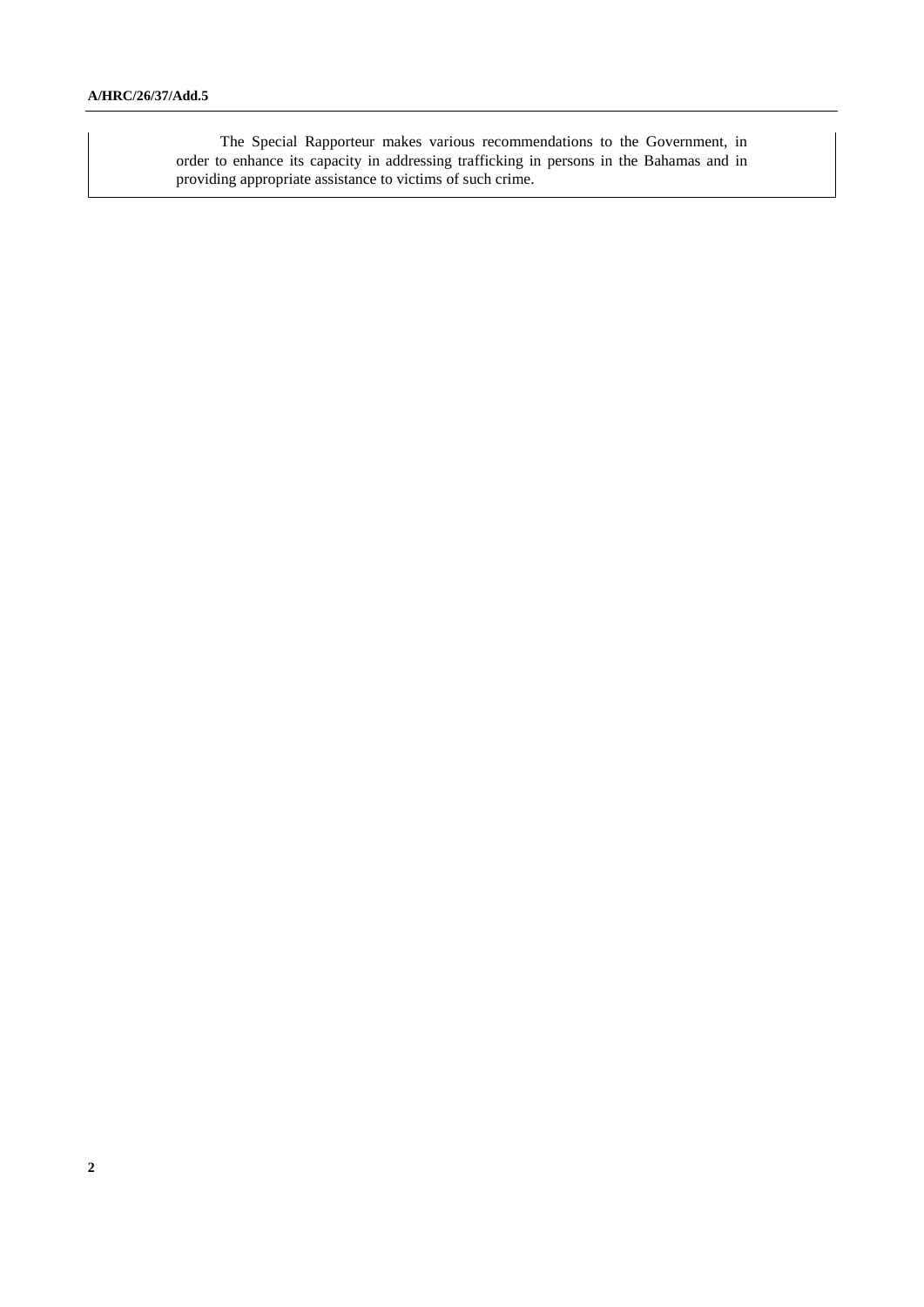The Special Rapporteur makes various recommendations to the Government, in order to enhance its capacity in addressing trafficking in persons in the Bahamas and in providing appropriate assistance to victims of such crime.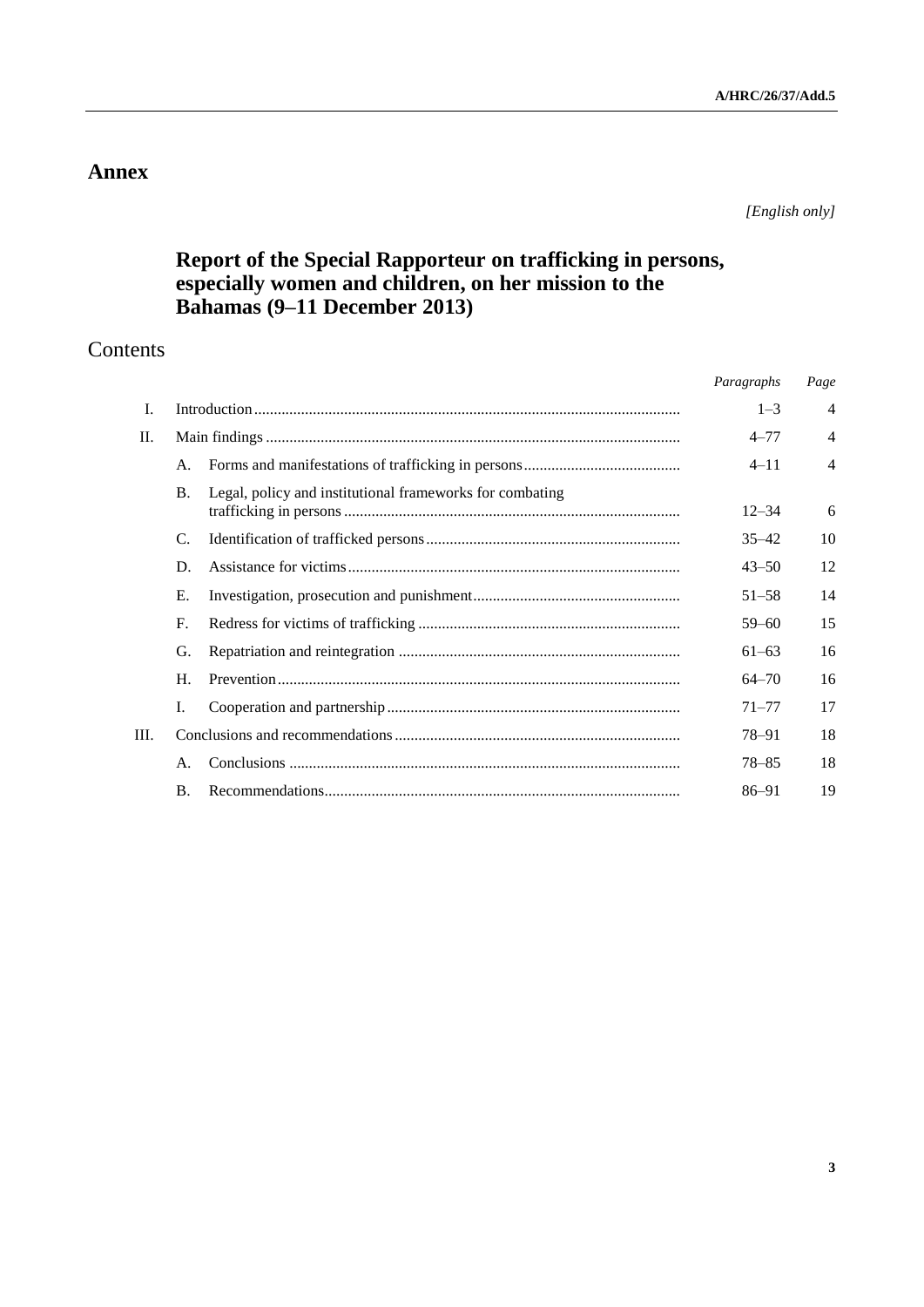# Annex

*[English only]*

## Report of the Special Rapporteur on trafficking in persons, especially women and children, on her mission to the Bahamas (9–11 December 2013)

## Contents

| | | | *Paragraphs* | *Page* |
|---|---|---|---|---|
| I. | Introduction | | 1–3 | 4 |
| II. | Main findings | | 4–77 | 4 |
| | A. | Forms and manifestations of trafficking in persons | 4–11 | 4 |
| | B. | Legal, policy and institutional frameworks for combating trafficking in persons | 12–34 | 6 |
| | C. | Identification of trafficked persons | 35–42 | 10 |
| | D. | Assistance for victims | 43–50 | 12 |
| | E. | Investigation, prosecution and punishment | 51–58 | 14 |
| | F. | Redress for victims of trafficking | 59–60 | 15 |
| | G. | Repatriation and reintegration | 61–63 | 16 |
| | H. | Prevention | 64–70 | 16 |
| | I. | Cooperation and partnership | 71–77 | 17 |
| III. | Conclusions and recommendations | | 78–91 | 18 |
| | A. | Conclusions | 78–85 | 18 |
| | B. | Recommendations | 86–91 | 19 |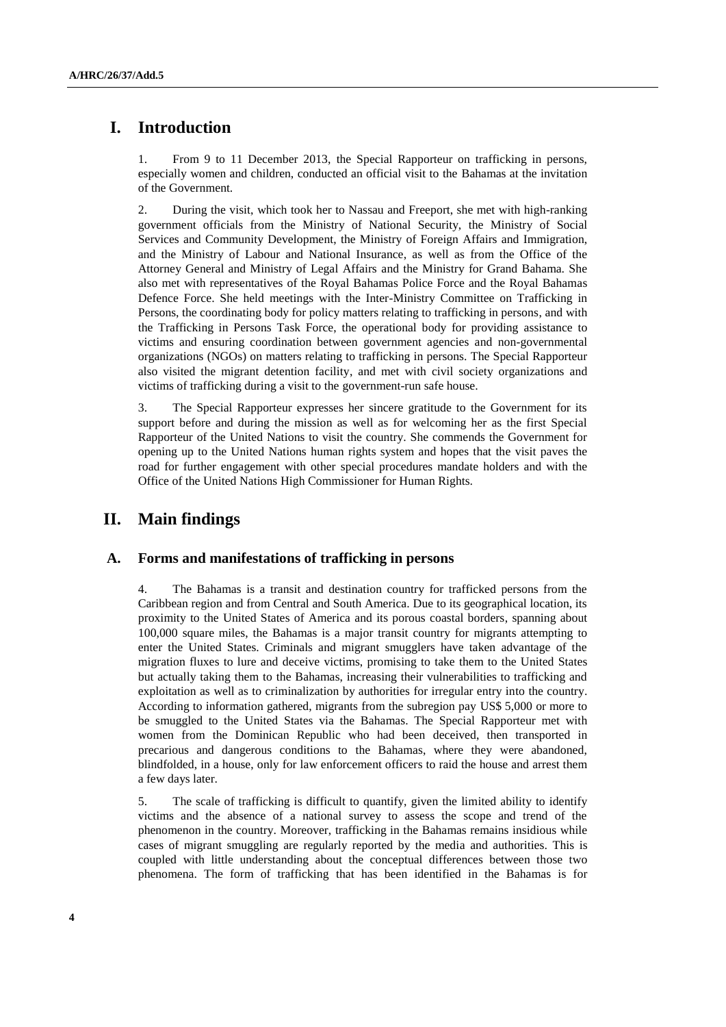# I. Introduction

1. From 9 to 11 December 2013, the Special Rapporteur on trafficking in persons, especially women and children, conducted an official visit to the Bahamas at the invitation of the Government.

2. During the visit, which took her to Nassau and Freeport, she met with high-ranking government officials from the Ministry of National Security, the Ministry of Social Services and Community Development, the Ministry of Foreign Affairs and Immigration, and the Ministry of Labour and National Insurance, as well as from the Office of the Attorney General and Ministry of Legal Affairs and the Ministry for Grand Bahama. She also met with representatives of the Royal Bahamas Police Force and the Royal Bahamas Defence Force. She held meetings with the Inter-Ministry Committee on Trafficking in Persons, the coordinating body for policy matters relating to trafficking in persons, and with the Trafficking in Persons Task Force, the operational body for providing assistance to victims and ensuring coordination between government agencies and non-governmental organizations (NGOs) on matters relating to trafficking in persons. The Special Rapporteur also visited the migrant detention facility, and met with civil society organizations and victims of trafficking during a visit to the government-run safe house.

3. The Special Rapporteur expresses her sincere gratitude to the Government for its support before and during the mission as well as for welcoming her as the first Special Rapporteur of the United Nations to visit the country. She commends the Government for opening up to the United Nations human rights system and hopes that the visit paves the road for further engagement with other special procedures mandate holders and with the Office of the United Nations High Commissioner for Human Rights.

# II. Main findings

## A. Forms and manifestations of trafficking in persons

4. The Bahamas is a transit and destination country for trafficked persons from the Caribbean region and from Central and South America. Due to its geographical location, its proximity to the United States of America and its porous coastal borders, spanning about 100,000 square miles, the Bahamas is a major transit country for migrants attempting to enter the United States. Criminals and migrant smugglers have taken advantage of the migration fluxes to lure and deceive victims, promising to take them to the United States but actually taking them to the Bahamas, increasing their vulnerabilities to trafficking and exploitation as well as to criminalization by authorities for irregular entry into the country. According to information gathered, migrants from the subregion pay US$ 5,000 or more to be smuggled to the United States via the Bahamas. The Special Rapporteur met with women from the Dominican Republic who had been deceived, then transported in precarious and dangerous conditions to the Bahamas, where they were abandoned, blindfolded, in a house, only for law enforcement officers to raid the house and arrest them a few days later.

5. The scale of trafficking is difficult to quantify, given the limited ability to identify victims and the absence of a national survey to assess the scope and trend of the phenomenon in the country. Moreover, trafficking in the Bahamas remains insidious while cases of migrant smuggling are regularly reported by the media and authorities. This is coupled with little understanding about the conceptual differences between those two phenomena. The form of trafficking that has been identified in the Bahamas is for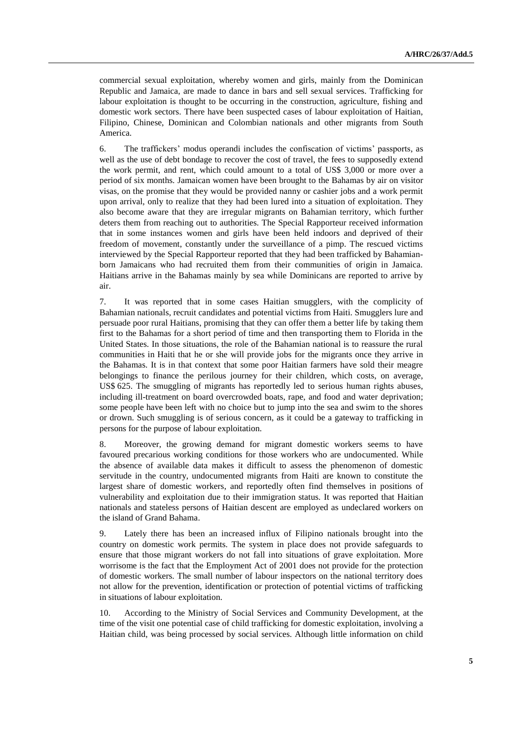commercial sexual exploitation, whereby women and girls, mainly from the Dominican Republic and Jamaica, are made to dance in bars and sell sexual services. Trafficking for labour exploitation is thought to be occurring in the construction, agriculture, fishing and domestic work sectors. There have been suspected cases of labour exploitation of Haitian, Filipino, Chinese, Dominican and Colombian nationals and other migrants from South America.

6. The traffickers' modus operandi includes the confiscation of victims' passports, as well as the use of debt bondage to recover the cost of travel, the fees to supposedly extend the work permit, and rent, which could amount to a total of US$ 3,000 or more over a period of six months. Jamaican women have been brought to the Bahamas by air on visitor visas, on the promise that they would be provided nanny or cashier jobs and a work permit upon arrival, only to realize that they had been lured into a situation of exploitation. They also become aware that they are irregular migrants on Bahamian territory, which further deters them from reaching out to authorities. The Special Rapporteur received information that in some instances women and girls have been held indoors and deprived of their freedom of movement, constantly under the surveillance of a pimp. The rescued victims interviewed by the Special Rapporteur reported that they had been trafficked by Bahamian-born Jamaicans who had recruited them from their communities of origin in Jamaica. Haitians arrive in the Bahamas mainly by sea while Dominicans are reported to arrive by air.

7. It was reported that in some cases Haitian smugglers, with the complicity of Bahamian nationals, recruit candidates and potential victims from Haiti. Smugglers lure and persuade poor rural Haitians, promising that they can offer them a better life by taking them first to the Bahamas for a short period of time and then transporting them to Florida in the United States. In those situations, the role of the Bahamian national is to reassure the rural communities in Haiti that he or she will provide jobs for the migrants once they arrive in the Bahamas. It is in that context that some poor Haitian farmers have sold their meagre belongings to finance the perilous journey for their children, which costs, on average, US$ 625. The smuggling of migrants has reportedly led to serious human rights abuses, including ill-treatment on board overcrowded boats, rape, and food and water deprivation; some people have been left with no choice but to jump into the sea and swim to the shores or drown. Such smuggling is of serious concern, as it could be a gateway to trafficking in persons for the purpose of labour exploitation.

8. Moreover, the growing demand for migrant domestic workers seems to have favoured precarious working conditions for those workers who are undocumented. While the absence of available data makes it difficult to assess the phenomenon of domestic servitude in the country, undocumented migrants from Haiti are known to constitute the largest share of domestic workers, and reportedly often find themselves in positions of vulnerability and exploitation due to their immigration status. It was reported that Haitian nationals and stateless persons of Haitian descent are employed as undeclared workers on the island of Grand Bahama.

9. Lately there has been an increased influx of Filipino nationals brought into the country on domestic work permits. The system in place does not provide safeguards to ensure that those migrant workers do not fall into situations of grave exploitation. More worrisome is the fact that the Employment Act of 2001 does not provide for the protection of domestic workers. The small number of labour inspectors on the national territory does not allow for the prevention, identification or protection of potential victims of trafficking in situations of labour exploitation.

10. According to the Ministry of Social Services and Community Development, at the time of the visit one potential case of child trafficking for domestic exploitation, involving a Haitian child, was being processed by social services. Although little information on child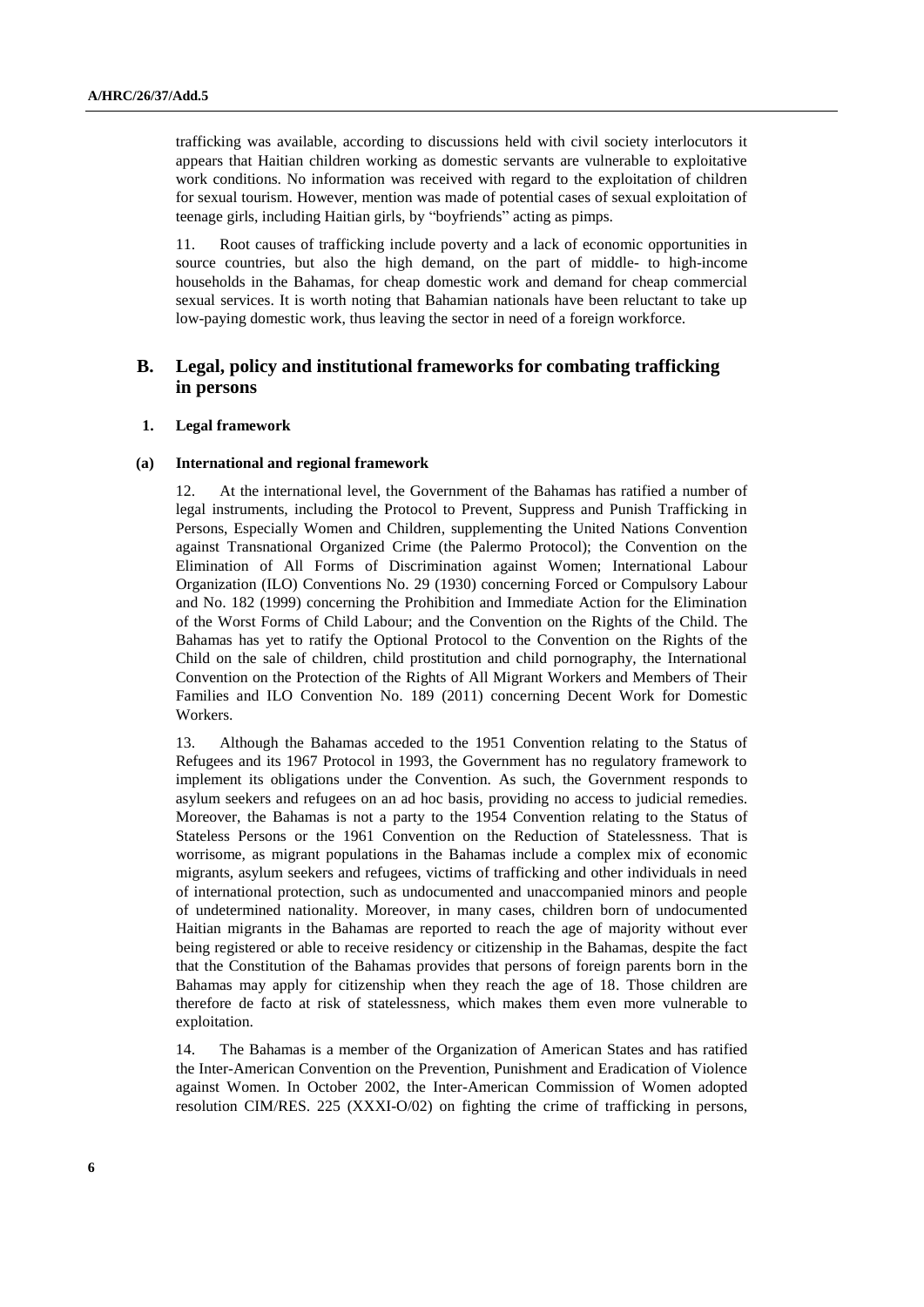trafficking was available, according to discussions held with civil society interlocutors it appears that Haitian children working as domestic servants are vulnerable to exploitative work conditions. No information was received with regard to the exploitation of children for sexual tourism. However, mention was made of potential cases of sexual exploitation of teenage girls, including Haitian girls, by "boyfriends" acting as pimps.

11. Root causes of trafficking include poverty and a lack of economic opportunities in source countries, but also the high demand, on the part of middle- to high-income households in the Bahamas, for cheap domestic work and demand for cheap commercial sexual services. It is worth noting that Bahamian nationals have been reluctant to take up low-paying domestic work, thus leaving the sector in need of a foreign workforce.

## B. Legal, policy and institutional frameworks for combating trafficking in persons

### 1. Legal framework

#### (a) International and regional framework

12. At the international level, the Government of the Bahamas has ratified a number of legal instruments, including the Protocol to Prevent, Suppress and Punish Trafficking in Persons, Especially Women and Children, supplementing the United Nations Convention against Transnational Organized Crime (the Palermo Protocol); the Convention on the Elimination of All Forms of Discrimination against Women; International Labour Organization (ILO) Conventions No. 29 (1930) concerning Forced or Compulsory Labour and No. 182 (1999) concerning the Prohibition and Immediate Action for the Elimination of the Worst Forms of Child Labour; and the Convention on the Rights of the Child. The Bahamas has yet to ratify the Optional Protocol to the Convention on the Rights of the Child on the sale of children, child prostitution and child pornography, the International Convention on the Protection of the Rights of All Migrant Workers and Members of Their Families and ILO Convention No. 189 (2011) concerning Decent Work for Domestic Workers.

13. Although the Bahamas acceded to the 1951 Convention relating to the Status of Refugees and its 1967 Protocol in 1993, the Government has no regulatory framework to implement its obligations under the Convention. As such, the Government responds to asylum seekers and refugees on an ad hoc basis, providing no access to judicial remedies. Moreover, the Bahamas is not a party to the 1954 Convention relating to the Status of Stateless Persons or the 1961 Convention on the Reduction of Statelessness. That is worrisome, as migrant populations in the Bahamas include a complex mix of economic migrants, asylum seekers and refugees, victims of trafficking and other individuals in need of international protection, such as undocumented and unaccompanied minors and people of undetermined nationality. Moreover, in many cases, children born of undocumented Haitian migrants in the Bahamas are reported to reach the age of majority without ever being registered or able to receive residency or citizenship in the Bahamas, despite the fact that the Constitution of the Bahamas provides that persons of foreign parents born in the Bahamas may apply for citizenship when they reach the age of 18. Those children are therefore de facto at risk of statelessness, which makes them even more vulnerable to exploitation.

14. The Bahamas is a member of the Organization of American States and has ratified the Inter-American Convention on the Prevention, Punishment and Eradication of Violence against Women. In October 2002, the Inter-American Commission of Women adopted resolution CIM/RES. 225 (XXXI-O/02) on fighting the crime of trafficking in persons,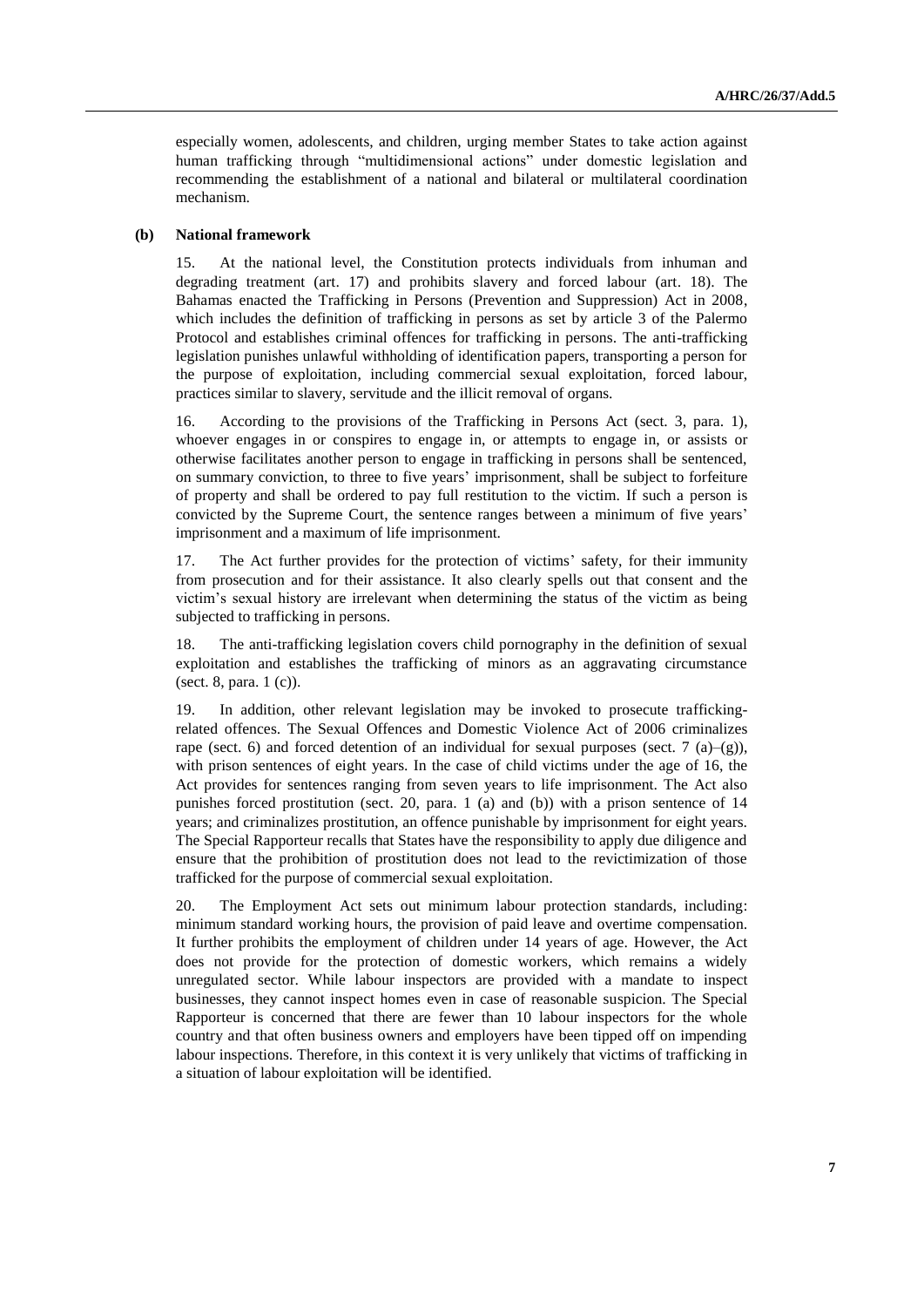especially women, adolescents, and children, urging member States to take action against human trafficking through "multidimensional actions" under domestic legislation and recommending the establishment of a national and bilateral or multilateral coordination mechanism.

### (b) National framework

15. At the national level, the Constitution protects individuals from inhuman and degrading treatment (art. 17) and prohibits slavery and forced labour (art. 18). The Bahamas enacted the Trafficking in Persons (Prevention and Suppression) Act in 2008, which includes the definition of trafficking in persons as set by article 3 of the Palermo Protocol and establishes criminal offences for trafficking in persons. The anti-trafficking legislation punishes unlawful withholding of identification papers, transporting a person for the purpose of exploitation, including commercial sexual exploitation, forced labour, practices similar to slavery, servitude and the illicit removal of organs.

16. According to the provisions of the Trafficking in Persons Act (sect. 3, para. 1), whoever engages in or conspires to engage in, or attempts to engage in, or assists or otherwise facilitates another person to engage in trafficking in persons shall be sentenced, on summary conviction, to three to five years' imprisonment, shall be subject to forfeiture of property and shall be ordered to pay full restitution to the victim. If such a person is convicted by the Supreme Court, the sentence ranges between a minimum of five years' imprisonment and a maximum of life imprisonment.

17. The Act further provides for the protection of victims' safety, for their immunity from prosecution and for their assistance. It also clearly spells out that consent and the victim's sexual history are irrelevant when determining the status of the victim as being subjected to trafficking in persons.

18. The anti-trafficking legislation covers child pornography in the definition of sexual exploitation and establishes the trafficking of minors as an aggravating circumstance (sect. 8, para. 1 (c)).

19. In addition, other relevant legislation may be invoked to prosecute trafficking-related offences. The Sexual Offences and Domestic Violence Act of 2006 criminalizes rape (sect. 6) and forced detention of an individual for sexual purposes (sect. 7 (a)–(g)), with prison sentences of eight years. In the case of child victims under the age of 16, the Act provides for sentences ranging from seven years to life imprisonment. The Act also punishes forced prostitution (sect. 20, para. 1 (a) and (b)) with a prison sentence of 14 years; and criminalizes prostitution, an offence punishable by imprisonment for eight years. The Special Rapporteur recalls that States have the responsibility to apply due diligence and ensure that the prohibition of prostitution does not lead to the revictimization of those trafficked for the purpose of commercial sexual exploitation.

20. The Employment Act sets out minimum labour protection standards, including: minimum standard working hours, the provision of paid leave and overtime compensation. It further prohibits the employment of children under 14 years of age. However, the Act does not provide for the protection of domestic workers, which remains a widely unregulated sector. While labour inspectors are provided with a mandate to inspect businesses, they cannot inspect homes even in case of reasonable suspicion. The Special Rapporteur is concerned that there are fewer than 10 labour inspectors for the whole country and that often business owners and employers have been tipped off on impending labour inspections. Therefore, in this context it is very unlikely that victims of trafficking in a situation of labour exploitation will be identified.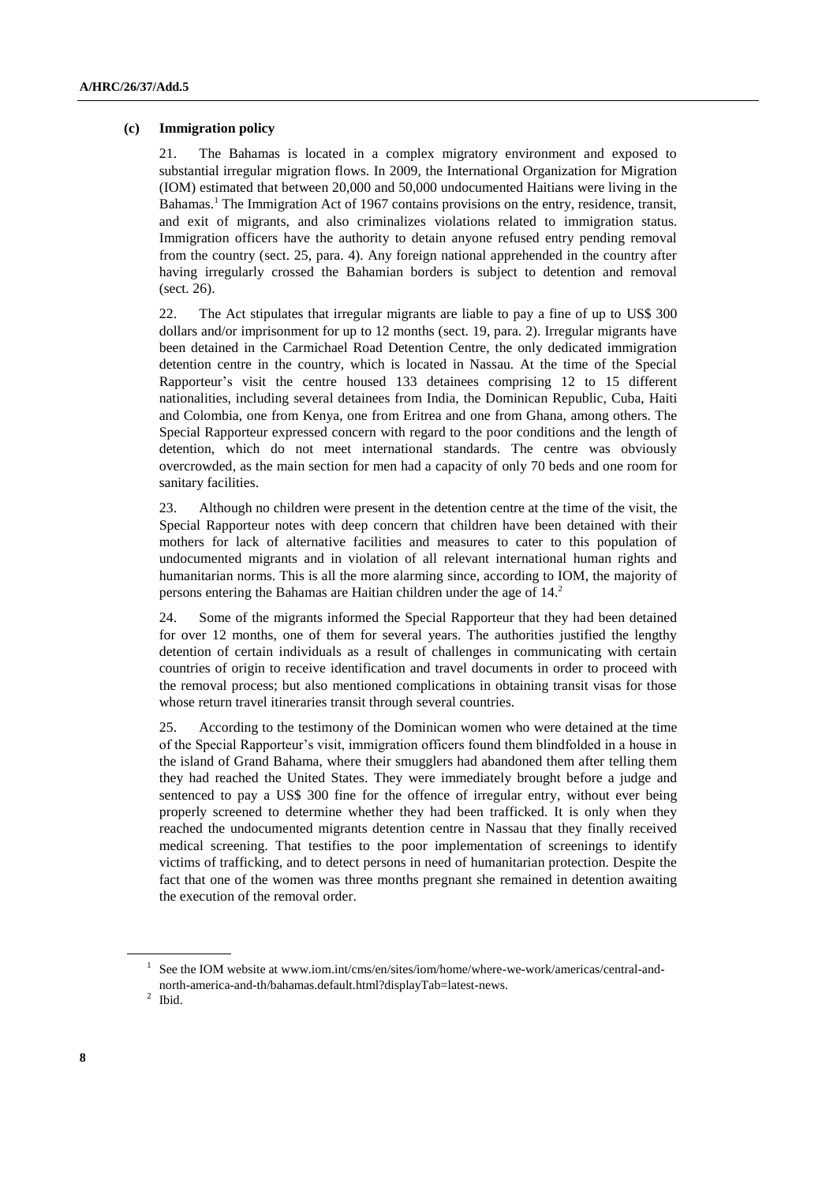### (c) Immigration policy

21. The Bahamas is located in a complex migratory environment and exposed to substantial irregular migration flows. In 2009, the International Organization for Migration (IOM) estimated that between 20,000 and 50,000 undocumented Haitians were living in the Bahamas.[1] The Immigration Act of 1967 contains provisions on the entry, residence, transit, and exit of migrants, and also criminalizes violations related to immigration status. Immigration officers have the authority to detain anyone refused entry pending removal from the country (sect. 25, para. 4). Any foreign national apprehended in the country after having irregularly crossed the Bahamian borders is subject to detention and removal (sect. 26).

22. The Act stipulates that irregular migrants are liable to pay a fine of up to US$ 300 dollars and/or imprisonment for up to 12 months (sect. 19, para. 2). Irregular migrants have been detained in the Carmichael Road Detention Centre, the only dedicated immigration detention centre in the country, which is located in Nassau. At the time of the Special Rapporteur's visit the centre housed 133 detainees comprising 12 to 15 different nationalities, including several detainees from India, the Dominican Republic, Cuba, Haiti and Colombia, one from Kenya, one from Eritrea and one from Ghana, among others. The Special Rapporteur expressed concern with regard to the poor conditions and the length of detention, which do not meet international standards. The centre was obviously overcrowded, as the main section for men had a capacity of only 70 beds and one room for sanitary facilities.

23. Although no children were present in the detention centre at the time of the visit, the Special Rapporteur notes with deep concern that children have been detained with their mothers for lack of alternative facilities and measures to cater to this population of undocumented migrants and in violation of all relevant international human rights and humanitarian norms. This is all the more alarming since, according to IOM, the majority of persons entering the Bahamas are Haitian children under the age of 14.[2]

24. Some of the migrants informed the Special Rapporteur that they had been detained for over 12 months, one of them for several years. The authorities justified the lengthy detention of certain individuals as a result of challenges in communicating with certain countries of origin to receive identification and travel documents in order to proceed with the removal process; but also mentioned complications in obtaining transit visas for those whose return travel itineraries transit through several countries.

25. According to the testimony of the Dominican women who were detained at the time of the Special Rapporteur's visit, immigration officers found them blindfolded in a house in the island of Grand Bahama, where their smugglers had abandoned them after telling them they had reached the United States. They were immediately brought before a judge and sentenced to pay a US$ 300 fine for the offence of irregular entry, without ever being properly screened to determine whether they had been trafficked. It is only when they reached the undocumented migrants detention centre in Nassau that they finally received medical screening. That testifies to the poor implementation of screenings to identify victims of trafficking, and to detect persons in need of humanitarian protection. Despite the fact that one of the women was three months pregnant she remained in detention awaiting the execution of the removal order.

---

[1] See the IOM website at www.iom.int/cms/en/sites/iom/home/where-we-work/americas/central-and-north-america-and-th/bahamas.default.html?displayTab=latest-news.

[2] Ibid.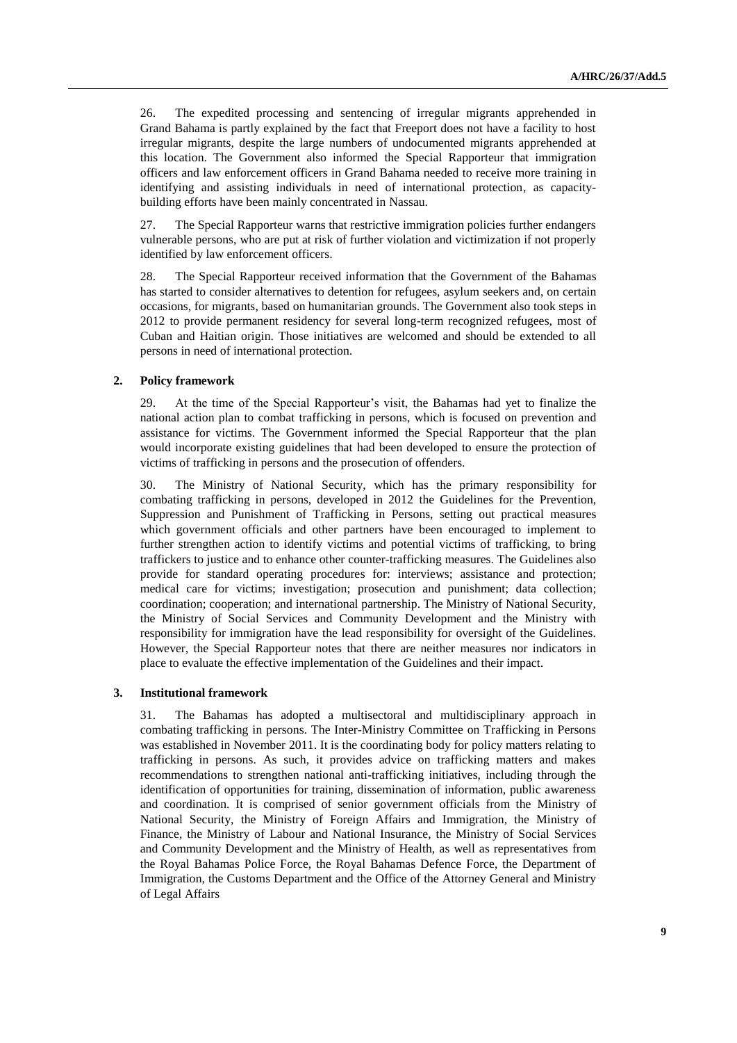26. The expedited processing and sentencing of irregular migrants apprehended in Grand Bahama is partly explained by the fact that Freeport does not have a facility to host irregular migrants, despite the large numbers of undocumented migrants apprehended at this location. The Government also informed the Special Rapporteur that immigration officers and law enforcement officers in Grand Bahama needed to receive more training in identifying and assisting individuals in need of international protection, as capacity-building efforts have been mainly concentrated in Nassau.

27. The Special Rapporteur warns that restrictive immigration policies further endangers vulnerable persons, who are put at risk of further violation and victimization if not properly identified by law enforcement officers.

28. The Special Rapporteur received information that the Government of the Bahamas has started to consider alternatives to detention for refugees, asylum seekers and, on certain occasions, for migrants, based on humanitarian grounds. The Government also took steps in 2012 to provide permanent residency for several long-term recognized refugees, most of Cuban and Haitian origin. Those initiatives are welcomed and should be extended to all persons in need of international protection.

### 2. Policy framework

29. At the time of the Special Rapporteur's visit, the Bahamas had yet to finalize the national action plan to combat trafficking in persons, which is focused on prevention and assistance for victims. The Government informed the Special Rapporteur that the plan would incorporate existing guidelines that had been developed to ensure the protection of victims of trafficking in persons and the prosecution of offenders.

30. The Ministry of National Security, which has the primary responsibility for combating trafficking in persons, developed in 2012 the Guidelines for the Prevention, Suppression and Punishment of Trafficking in Persons, setting out practical measures which government officials and other partners have been encouraged to implement to further strengthen action to identify victims and potential victims of trafficking, to bring traffickers to justice and to enhance other counter-trafficking measures. The Guidelines also provide for standard operating procedures for: interviews; assistance and protection; medical care for victims; investigation; prosecution and punishment; data collection; coordination; cooperation; and international partnership. The Ministry of National Security, the Ministry of Social Services and Community Development and the Ministry with responsibility for immigration have the lead responsibility for oversight of the Guidelines. However, the Special Rapporteur notes that there are neither measures nor indicators in place to evaluate the effective implementation of the Guidelines and their impact.

### 3. Institutional framework

31. The Bahamas has adopted a multisectoral and multidisciplinary approach in combating trafficking in persons. The Inter-Ministry Committee on Trafficking in Persons was established in November 2011. It is the coordinating body for policy matters relating to trafficking in persons. As such, it provides advice on trafficking matters and makes recommendations to strengthen national anti-trafficking initiatives, including through the identification of opportunities for training, dissemination of information, public awareness and coordination. It is comprised of senior government officials from the Ministry of National Security, the Ministry of Foreign Affairs and Immigration, the Ministry of Finance, the Ministry of Labour and National Insurance, the Ministry of Social Services and Community Development and the Ministry of Health, as well as representatives from the Royal Bahamas Police Force, the Royal Bahamas Defence Force, the Department of Immigration, the Customs Department and the Office of the Attorney General and Ministry of Legal Affairs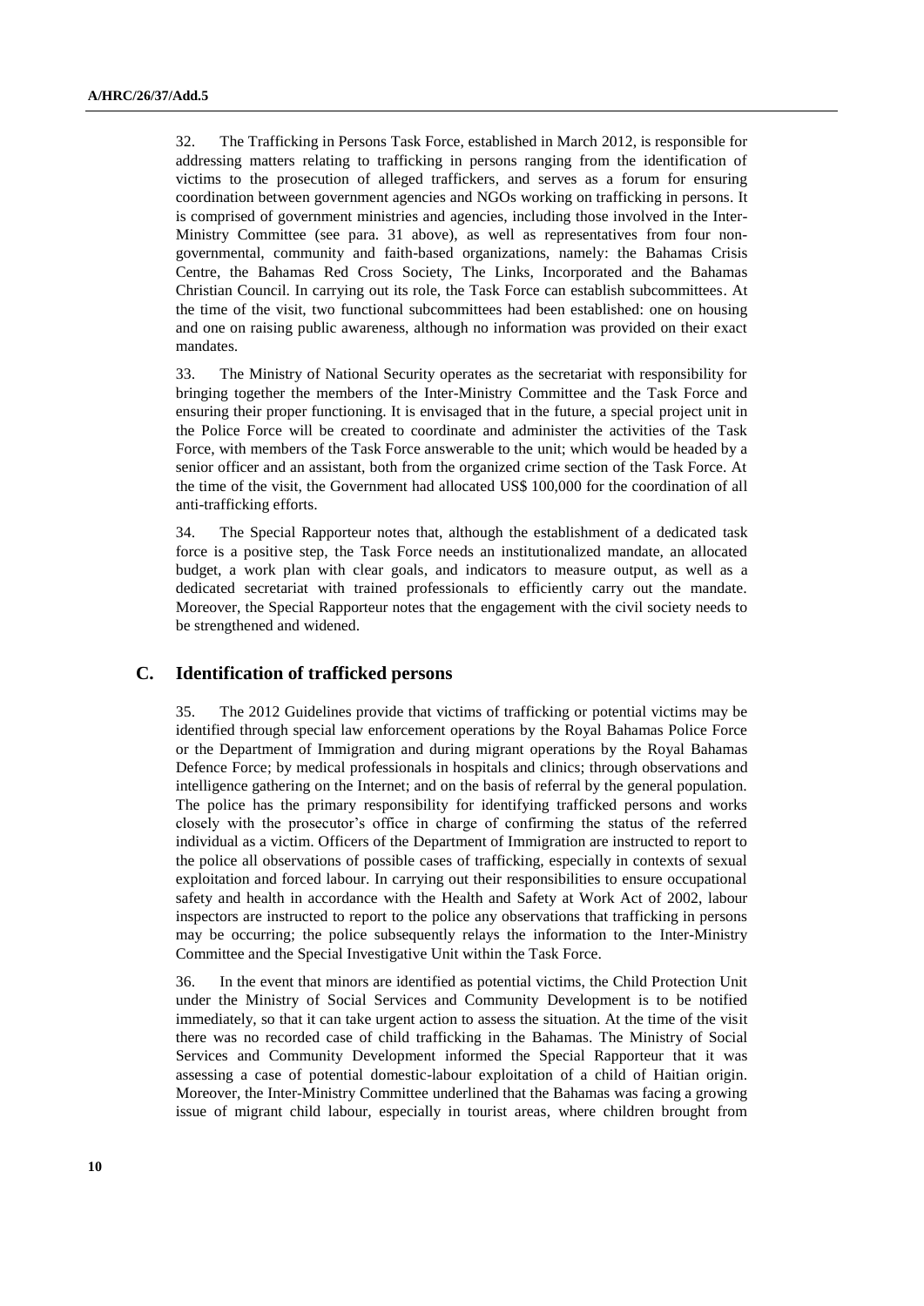32. The Trafficking in Persons Task Force, established in March 2012, is responsible for addressing matters relating to trafficking in persons ranging from the identification of victims to the prosecution of alleged traffickers, and serves as a forum for ensuring coordination between government agencies and NGOs working on trafficking in persons. It is comprised of government ministries and agencies, including those involved in the Inter-Ministry Committee (see para. 31 above), as well as representatives from four non-governmental, community and faith-based organizations, namely: the Bahamas Crisis Centre, the Bahamas Red Cross Society, The Links, Incorporated and the Bahamas Christian Council. In carrying out its role, the Task Force can establish subcommittees. At the time of the visit, two functional subcommittees had been established: one on housing and one on raising public awareness, although no information was provided on their exact mandates.

33. The Ministry of National Security operates as the secretariat with responsibility for bringing together the members of the Inter-Ministry Committee and the Task Force and ensuring their proper functioning. It is envisaged that in the future, a special project unit in the Police Force will be created to coordinate and administer the activities of the Task Force, with members of the Task Force answerable to the unit; which would be headed by a senior officer and an assistant, both from the organized crime section of the Task Force. At the time of the visit, the Government had allocated US$ 100,000 for the coordination of all anti-trafficking efforts.

34. The Special Rapporteur notes that, although the establishment of a dedicated task force is a positive step, the Task Force needs an institutionalized mandate, an allocated budget, a work plan with clear goals, and indicators to measure output, as well as a dedicated secretariat with trained professionals to efficiently carry out the mandate. Moreover, the Special Rapporteur notes that the engagement with the civil society needs to be strengthened and widened.

## C. Identification of trafficked persons

35. The 2012 Guidelines provide that victims of trafficking or potential victims may be identified through special law enforcement operations by the Royal Bahamas Police Force or the Department of Immigration and during migrant operations by the Royal Bahamas Defence Force; by medical professionals in hospitals and clinics; through observations and intelligence gathering on the Internet; and on the basis of referral by the general population. The police has the primary responsibility for identifying trafficked persons and works closely with the prosecutor's office in charge of confirming the status of the referred individual as a victim. Officers of the Department of Immigration are instructed to report to the police all observations of possible cases of trafficking, especially in contexts of sexual exploitation and forced labour. In carrying out their responsibilities to ensure occupational safety and health in accordance with the Health and Safety at Work Act of 2002, labour inspectors are instructed to report to the police any observations that trafficking in persons may be occurring; the police subsequently relays the information to the Inter-Ministry Committee and the Special Investigative Unit within the Task Force.

36. In the event that minors are identified as potential victims, the Child Protection Unit under the Ministry of Social Services and Community Development is to be notified immediately, so that it can take urgent action to assess the situation. At the time of the visit there was no recorded case of child trafficking in the Bahamas. The Ministry of Social Services and Community Development informed the Special Rapporteur that it was assessing a case of potential domestic-labour exploitation of a child of Haitian origin. Moreover, the Inter-Ministry Committee underlined that the Bahamas was facing a growing issue of migrant child labour, especially in tourist areas, where children brought from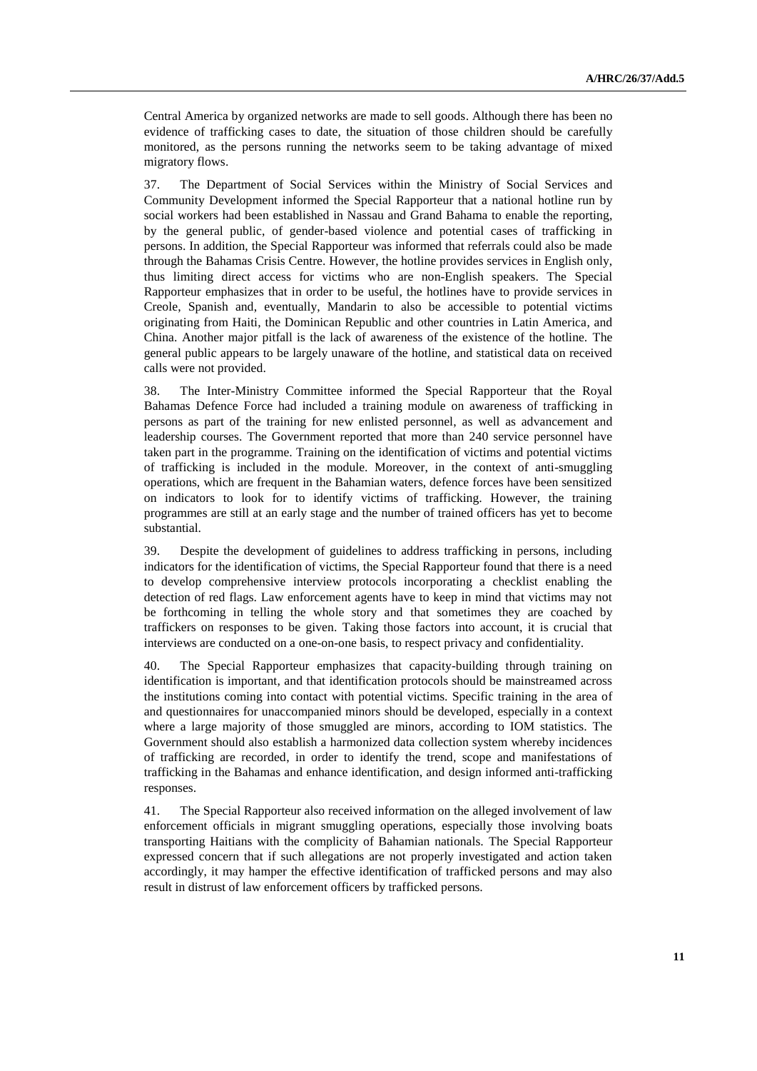Central America by organized networks are made to sell goods. Although there has been no evidence of trafficking cases to date, the situation of those children should be carefully monitored, as the persons running the networks seem to be taking advantage of mixed migratory flows.

37. The Department of Social Services within the Ministry of Social Services and Community Development informed the Special Rapporteur that a national hotline run by social workers had been established in Nassau and Grand Bahama to enable the reporting, by the general public, of gender-based violence and potential cases of trafficking in persons. In addition, the Special Rapporteur was informed that referrals could also be made through the Bahamas Crisis Centre. However, the hotline provides services in English only, thus limiting direct access for victims who are non-English speakers. The Special Rapporteur emphasizes that in order to be useful, the hotlines have to provide services in Creole, Spanish and, eventually, Mandarin to also be accessible to potential victims originating from Haiti, the Dominican Republic and other countries in Latin America, and China. Another major pitfall is the lack of awareness of the existence of the hotline. The general public appears to be largely unaware of the hotline, and statistical data on received calls were not provided.

38. The Inter-Ministry Committee informed the Special Rapporteur that the Royal Bahamas Defence Force had included a training module on awareness of trafficking in persons as part of the training for new enlisted personnel, as well as advancement and leadership courses. The Government reported that more than 240 service personnel have taken part in the programme. Training on the identification of victims and potential victims of trafficking is included in the module. Moreover, in the context of anti-smuggling operations, which are frequent in the Bahamian waters, defence forces have been sensitized on indicators to look for to identify victims of trafficking. However, the training programmes are still at an early stage and the number of trained officers has yet to become substantial.

39. Despite the development of guidelines to address trafficking in persons, including indicators for the identification of victims, the Special Rapporteur found that there is a need to develop comprehensive interview protocols incorporating a checklist enabling the detection of red flags. Law enforcement agents have to keep in mind that victims may not be forthcoming in telling the whole story and that sometimes they are coached by traffickers on responses to be given. Taking those factors into account, it is crucial that interviews are conducted on a one-on-one basis, to respect privacy and confidentiality.

40. The Special Rapporteur emphasizes that capacity-building through training on identification is important, and that identification protocols should be mainstreamed across the institutions coming into contact with potential victims. Specific training in the area of and questionnaires for unaccompanied minors should be developed, especially in a context where a large majority of those smuggled are minors, according to IOM statistics. The Government should also establish a harmonized data collection system whereby incidences of trafficking are recorded, in order to identify the trend, scope and manifestations of trafficking in the Bahamas and enhance identification, and design informed anti-trafficking responses.

41. The Special Rapporteur also received information on the alleged involvement of law enforcement officials in migrant smuggling operations, especially those involving boats transporting Haitians with the complicity of Bahamian nationals. The Special Rapporteur expressed concern that if such allegations are not properly investigated and action taken accordingly, it may hamper the effective identification of trafficked persons and may also result in distrust of law enforcement officers by trafficked persons.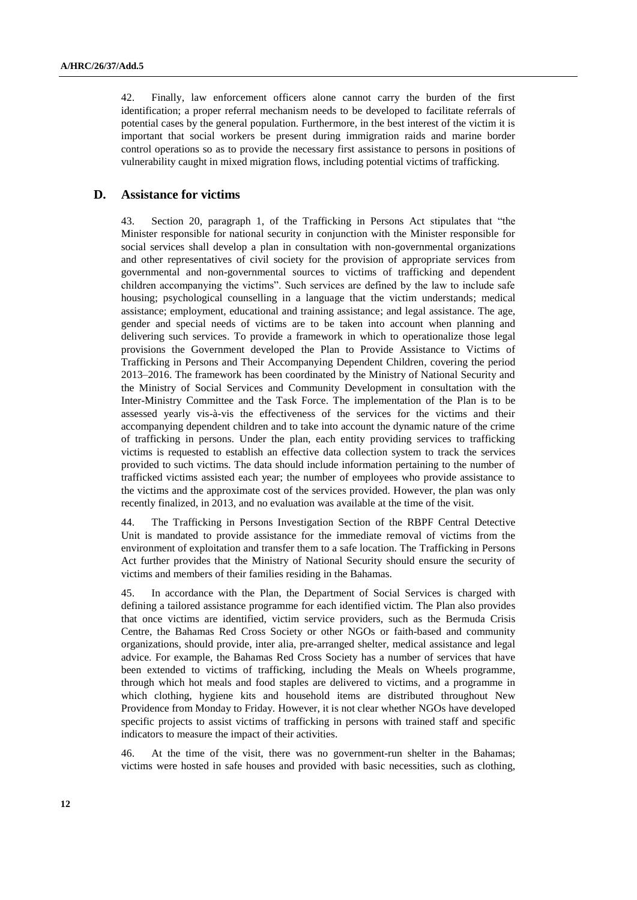42. Finally, law enforcement officers alone cannot carry the burden of the first identification; a proper referral mechanism needs to be developed to facilitate referrals of potential cases by the general population. Furthermore, in the best interest of the victim it is important that social workers be present during immigration raids and marine border control operations so as to provide the necessary first assistance to persons in positions of vulnerability caught in mixed migration flows, including potential victims of trafficking.

## D. Assistance for victims

43. Section 20, paragraph 1, of the Trafficking in Persons Act stipulates that "the Minister responsible for national security in conjunction with the Minister responsible for social services shall develop a plan in consultation with non-governmental organizations and other representatives of civil society for the provision of appropriate services from governmental and non-governmental sources to victims of trafficking and dependent children accompanying the victims". Such services are defined by the law to include safe housing; psychological counselling in a language that the victim understands; medical assistance; employment, educational and training assistance; and legal assistance. The age, gender and special needs of victims are to be taken into account when planning and delivering such services. To provide a framework in which to operationalize those legal provisions the Government developed the Plan to Provide Assistance to Victims of Trafficking in Persons and Their Accompanying Dependent Children, covering the period 2013–2016. The framework has been coordinated by the Ministry of National Security and the Ministry of Social Services and Community Development in consultation with the Inter-Ministry Committee and the Task Force. The implementation of the Plan is to be assessed yearly vis-à-vis the effectiveness of the services for the victims and their accompanying dependent children and to take into account the dynamic nature of the crime of trafficking in persons. Under the plan, each entity providing services to trafficking victims is requested to establish an effective data collection system to track the services provided to such victims. The data should include information pertaining to the number of trafficked victims assisted each year; the number of employees who provide assistance to the victims and the approximate cost of the services provided. However, the plan was only recently finalized, in 2013, and no evaluation was available at the time of the visit.

44. The Trafficking in Persons Investigation Section of the RBPF Central Detective Unit is mandated to provide assistance for the immediate removal of victims from the environment of exploitation and transfer them to a safe location. The Trafficking in Persons Act further provides that the Ministry of National Security should ensure the security of victims and members of their families residing in the Bahamas.

45. In accordance with the Plan, the Department of Social Services is charged with defining a tailored assistance programme for each identified victim. The Plan also provides that once victims are identified, victim service providers, such as the Bermuda Crisis Centre, the Bahamas Red Cross Society or other NGOs or faith-based and community organizations, should provide, inter alia, pre-arranged shelter, medical assistance and legal advice. For example, the Bahamas Red Cross Society has a number of services that have been extended to victims of trafficking, including the Meals on Wheels programme, through which hot meals and food staples are delivered to victims, and a programme in which clothing, hygiene kits and household items are distributed throughout New Providence from Monday to Friday. However, it is not clear whether NGOs have developed specific projects to assist victims of trafficking in persons with trained staff and specific indicators to measure the impact of their activities.

46. At the time of the visit, there was no government-run shelter in the Bahamas; victims were hosted in safe houses and provided with basic necessities, such as clothing,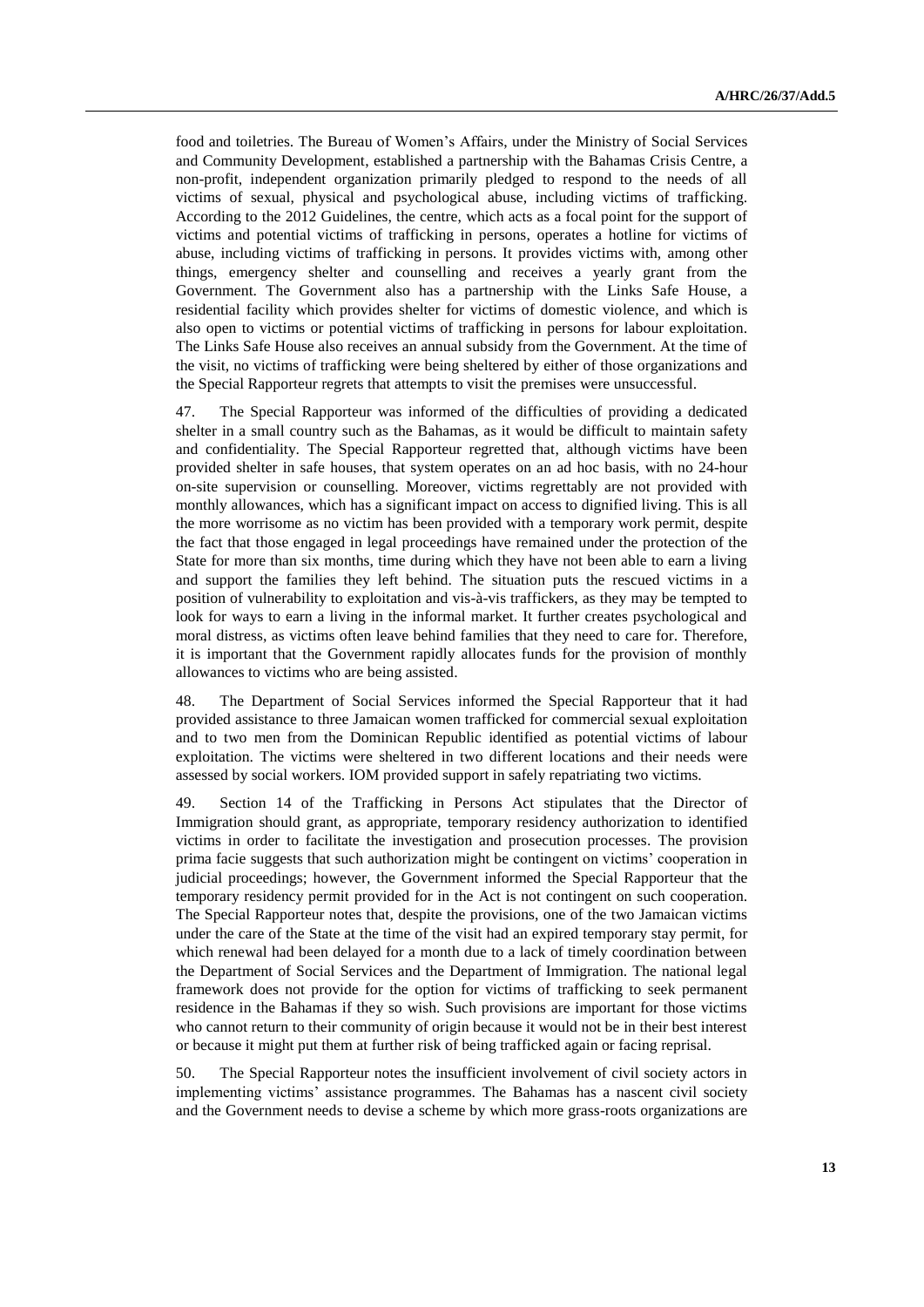food and toiletries. The Bureau of Women's Affairs, under the Ministry of Social Services and Community Development, established a partnership with the Bahamas Crisis Centre, a non-profit, independent organization primarily pledged to respond to the needs of all victims of sexual, physical and psychological abuse, including victims of trafficking. According to the 2012 Guidelines, the centre, which acts as a focal point for the support of victims and potential victims of trafficking in persons, operates a hotline for victims of abuse, including victims of trafficking in persons. It provides victims with, among other things, emergency shelter and counselling and receives a yearly grant from the Government. The Government also has a partnership with the Links Safe House, a residential facility which provides shelter for victims of domestic violence, and which is also open to victims or potential victims of trafficking in persons for labour exploitation. The Links Safe House also receives an annual subsidy from the Government. At the time of the visit, no victims of trafficking were being sheltered by either of those organizations and the Special Rapporteur regrets that attempts to visit the premises were unsuccessful.

47. The Special Rapporteur was informed of the difficulties of providing a dedicated shelter in a small country such as the Bahamas, as it would be difficult to maintain safety and confidentiality. The Special Rapporteur regretted that, although victims have been provided shelter in safe houses, that system operates on an ad hoc basis, with no 24-hour on-site supervision or counselling. Moreover, victims regrettably are not provided with monthly allowances, which has a significant impact on access to dignified living. This is all the more worrisome as no victim has been provided with a temporary work permit, despite the fact that those engaged in legal proceedings have remained under the protection of the State for more than six months, time during which they have not been able to earn a living and support the families they left behind. The situation puts the rescued victims in a position of vulnerability to exploitation and vis-à-vis traffickers, as they may be tempted to look for ways to earn a living in the informal market. It further creates psychological and moral distress, as victims often leave behind families that they need to care for. Therefore, it is important that the Government rapidly allocates funds for the provision of monthly allowances to victims who are being assisted.

48. The Department of Social Services informed the Special Rapporteur that it had provided assistance to three Jamaican women trafficked for commercial sexual exploitation and to two men from the Dominican Republic identified as potential victims of labour exploitation. The victims were sheltered in two different locations and their needs were assessed by social workers. IOM provided support in safely repatriating two victims.

49. Section 14 of the Trafficking in Persons Act stipulates that the Director of Immigration should grant, as appropriate, temporary residency authorization to identified victims in order to facilitate the investigation and prosecution processes. The provision prima facie suggests that such authorization might be contingent on victims' cooperation in judicial proceedings; however, the Government informed the Special Rapporteur that the temporary residency permit provided for in the Act is not contingent on such cooperation. The Special Rapporteur notes that, despite the provisions, one of the two Jamaican victims under the care of the State at the time of the visit had an expired temporary stay permit, for which renewal had been delayed for a month due to a lack of timely coordination between the Department of Social Services and the Department of Immigration. The national legal framework does not provide for the option for victims of trafficking to seek permanent residence in the Bahamas if they so wish. Such provisions are important for those victims who cannot return to their community of origin because it would not be in their best interest or because it might put them at further risk of being trafficked again or facing reprisal.

50. The Special Rapporteur notes the insufficient involvement of civil society actors in implementing victims' assistance programmes. The Bahamas has a nascent civil society and the Government needs to devise a scheme by which more grass-roots organizations are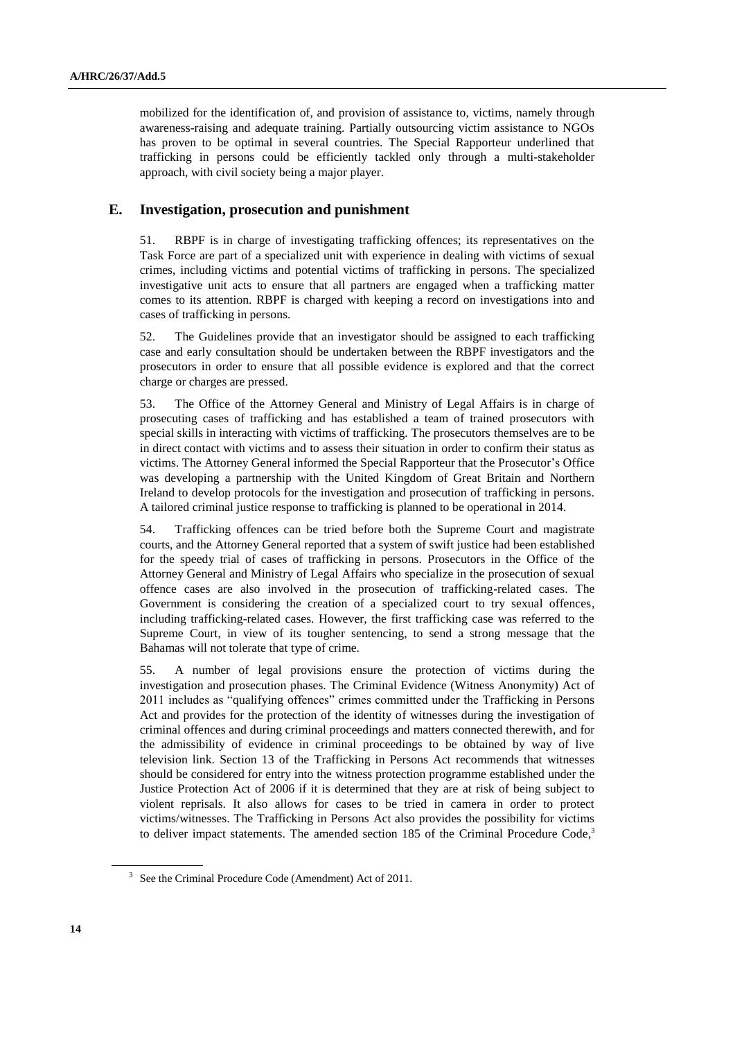mobilized for the identification of, and provision of assistance to, victims, namely through awareness-raising and adequate training. Partially outsourcing victim assistance to NGOs has proven to be optimal in several countries. The Special Rapporteur underlined that trafficking in persons could be efficiently tackled only through a multi-stakeholder approach, with civil society being a major player.

## E. Investigation, prosecution and punishment

51. RBPF is in charge of investigating trafficking offences; its representatives on the Task Force are part of a specialized unit with experience in dealing with victims of sexual crimes, including victims and potential victims of trafficking in persons. The specialized investigative unit acts to ensure that all partners are engaged when a trafficking matter comes to its attention. RBPF is charged with keeping a record on investigations into and cases of trafficking in persons.

52. The Guidelines provide that an investigator should be assigned to each trafficking case and early consultation should be undertaken between the RBPF investigators and the prosecutors in order to ensure that all possible evidence is explored and that the correct charge or charges are pressed.

53. The Office of the Attorney General and Ministry of Legal Affairs is in charge of prosecuting cases of trafficking and has established a team of trained prosecutors with special skills in interacting with victims of trafficking. The prosecutors themselves are to be in direct contact with victims and to assess their situation in order to confirm their status as victims. The Attorney General informed the Special Rapporteur that the Prosecutor's Office was developing a partnership with the United Kingdom of Great Britain and Northern Ireland to develop protocols for the investigation and prosecution of trafficking in persons. A tailored criminal justice response to trafficking is planned to be operational in 2014.

54. Trafficking offences can be tried before both the Supreme Court and magistrate courts, and the Attorney General reported that a system of swift justice had been established for the speedy trial of cases of trafficking in persons. Prosecutors in the Office of the Attorney General and Ministry of Legal Affairs who specialize in the prosecution of sexual offence cases are also involved in the prosecution of trafficking-related cases. The Government is considering the creation of a specialized court to try sexual offences, including trafficking-related cases. However, the first trafficking case was referred to the Supreme Court, in view of its tougher sentencing, to send a strong message that the Bahamas will not tolerate that type of crime.

55. A number of legal provisions ensure the protection of victims during the investigation and prosecution phases. The Criminal Evidence (Witness Anonymity) Act of 2011 includes as "qualifying offences" crimes committed under the Trafficking in Persons Act and provides for the protection of the identity of witnesses during the investigation of criminal offences and during criminal proceedings and matters connected therewith, and for the admissibility of evidence in criminal proceedings to be obtained by way of live television link. Section 13 of the Trafficking in Persons Act recommends that witnesses should be considered for entry into the witness protection programme established under the Justice Protection Act of 2006 if it is determined that they are at risk of being subject to violent reprisals. It also allows for cases to be tried in camera in order to protect victims/witnesses. The Trafficking in Persons Act also provides the possibility for victims to deliver impact statements. The amended section 185 of the Criminal Procedure Code,[3]

[3] See the Criminal Procedure Code (Amendment) Act of 2011.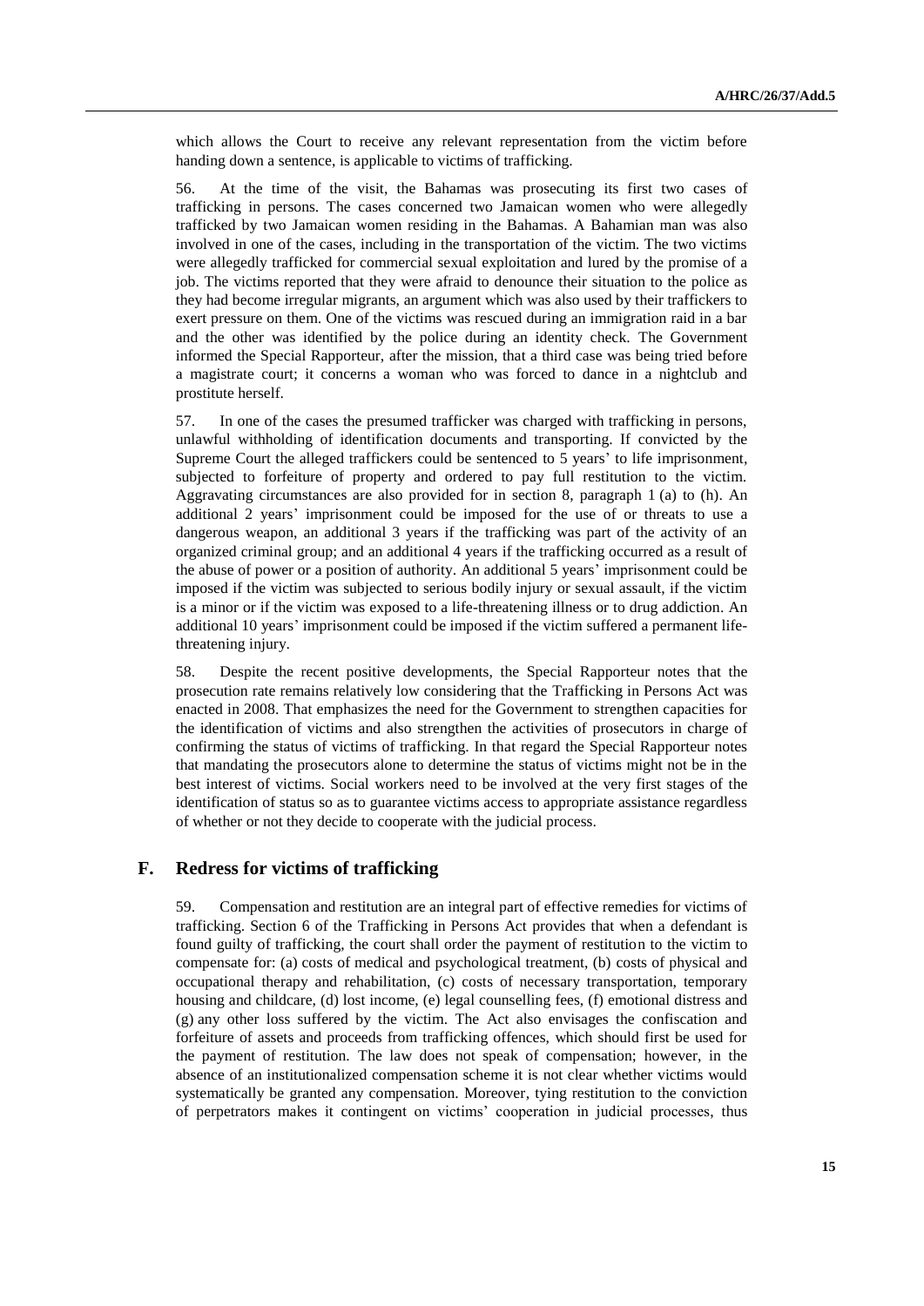which allows the Court to receive any relevant representation from the victim before handing down a sentence, is applicable to victims of trafficking.

56. At the time of the visit, the Bahamas was prosecuting its first two cases of trafficking in persons. The cases concerned two Jamaican women who were allegedly trafficked by two Jamaican women residing in the Bahamas. A Bahamian man was also involved in one of the cases, including in the transportation of the victim. The two victims were allegedly trafficked for commercial sexual exploitation and lured by the promise of a job. The victims reported that they were afraid to denounce their situation to the police as they had become irregular migrants, an argument which was also used by their traffickers to exert pressure on them. One of the victims was rescued during an immigration raid in a bar and the other was identified by the police during an identity check. The Government informed the Special Rapporteur, after the mission, that a third case was being tried before a magistrate court; it concerns a woman who was forced to dance in a nightclub and prostitute herself.

57. In one of the cases the presumed trafficker was charged with trafficking in persons, unlawful withholding of identification documents and transporting. If convicted by the Supreme Court the alleged traffickers could be sentenced to 5 years' to life imprisonment, subjected to forfeiture of property and ordered to pay full restitution to the victim. Aggravating circumstances are also provided for in section 8, paragraph 1 (a) to (h). An additional 2 years' imprisonment could be imposed for the use of or threats to use a dangerous weapon, an additional 3 years if the trafficking was part of the activity of an organized criminal group; and an additional 4 years if the trafficking occurred as a result of the abuse of power or a position of authority. An additional 5 years' imprisonment could be imposed if the victim was subjected to serious bodily injury or sexual assault, if the victim is a minor or if the victim was exposed to a life-threatening illness or to drug addiction. An additional 10 years' imprisonment could be imposed if the victim suffered a permanent life-threatening injury.

58. Despite the recent positive developments, the Special Rapporteur notes that the prosecution rate remains relatively low considering that the Trafficking in Persons Act was enacted in 2008. That emphasizes the need for the Government to strengthen capacities for the identification of victims and also strengthen the activities of prosecutors in charge of confirming the status of victims of trafficking. In that regard the Special Rapporteur notes that mandating the prosecutors alone to determine the status of victims might not be in the best interest of victims. Social workers need to be involved at the very first stages of the identification of status so as to guarantee victims access to appropriate assistance regardless of whether or not they decide to cooperate with the judicial process.

## F. Redress for victims of trafficking

59. Compensation and restitution are an integral part of effective remedies for victims of trafficking. Section 6 of the Trafficking in Persons Act provides that when a defendant is found guilty of trafficking, the court shall order the payment of restitution to the victim to compensate for: (a) costs of medical and psychological treatment, (b) costs of physical and occupational therapy and rehabilitation, (c) costs of necessary transportation, temporary housing and childcare, (d) lost income, (e) legal counselling fees, (f) emotional distress and (g) any other loss suffered by the victim. The Act also envisages the confiscation and forfeiture of assets and proceeds from trafficking offences, which should first be used for the payment of restitution. The law does not speak of compensation; however, in the absence of an institutionalized compensation scheme it is not clear whether victims would systematically be granted any compensation. Moreover, tying restitution to the conviction of perpetrators makes it contingent on victims' cooperation in judicial processes, thus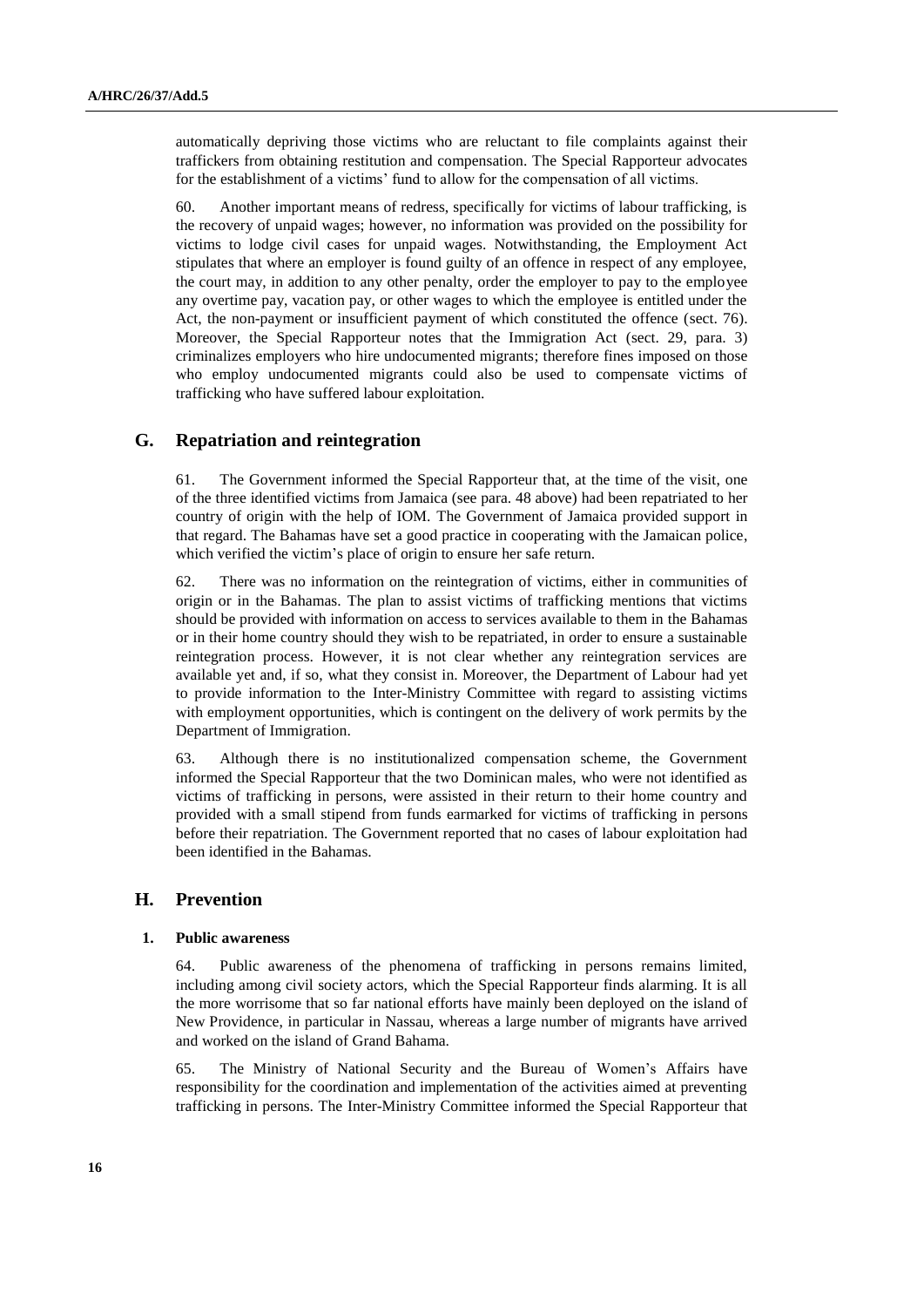automatically depriving those victims who are reluctant to file complaints against their traffickers from obtaining restitution and compensation. The Special Rapporteur advocates for the establishment of a victims' fund to allow for the compensation of all victims.

60. Another important means of redress, specifically for victims of labour trafficking, is the recovery of unpaid wages; however, no information was provided on the possibility for victims to lodge civil cases for unpaid wages. Notwithstanding, the Employment Act stipulates that where an employer is found guilty of an offence in respect of any employee, the court may, in addition to any other penalty, order the employer to pay to the employee any overtime pay, vacation pay, or other wages to which the employee is entitled under the Act, the non-payment or insufficient payment of which constituted the offence (sect. 76). Moreover, the Special Rapporteur notes that the Immigration Act (sect. 29, para. 3) criminalizes employers who hire undocumented migrants; therefore fines imposed on those who employ undocumented migrants could also be used to compensate victims of trafficking who have suffered labour exploitation.

## G. Repatriation and reintegration

61. The Government informed the Special Rapporteur that, at the time of the visit, one of the three identified victims from Jamaica (see para. 48 above) had been repatriated to her country of origin with the help of IOM. The Government of Jamaica provided support in that regard. The Bahamas have set a good practice in cooperating with the Jamaican police, which verified the victim's place of origin to ensure her safe return.

62. There was no information on the reintegration of victims, either in communities of origin or in the Bahamas. The plan to assist victims of trafficking mentions that victims should be provided with information on access to services available to them in the Bahamas or in their home country should they wish to be repatriated, in order to ensure a sustainable reintegration process. However, it is not clear whether any reintegration services are available yet and, if so, what they consist in. Moreover, the Department of Labour had yet to provide information to the Inter-Ministry Committee with regard to assisting victims with employment opportunities, which is contingent on the delivery of work permits by the Department of Immigration.

63. Although there is no institutionalized compensation scheme, the Government informed the Special Rapporteur that the two Dominican males, who were not identified as victims of trafficking in persons, were assisted in their return to their home country and provided with a small stipend from funds earmarked for victims of trafficking in persons before their repatriation. The Government reported that no cases of labour exploitation had been identified in the Bahamas.

## H. Prevention

### 1. Public awareness

64. Public awareness of the phenomena of trafficking in persons remains limited, including among civil society actors, which the Special Rapporteur finds alarming. It is all the more worrisome that so far national efforts have mainly been deployed on the island of New Providence, in particular in Nassau, whereas a large number of migrants have arrived and worked on the island of Grand Bahama.

65. The Ministry of National Security and the Bureau of Women's Affairs have responsibility for the coordination and implementation of the activities aimed at preventing trafficking in persons. The Inter-Ministry Committee informed the Special Rapporteur that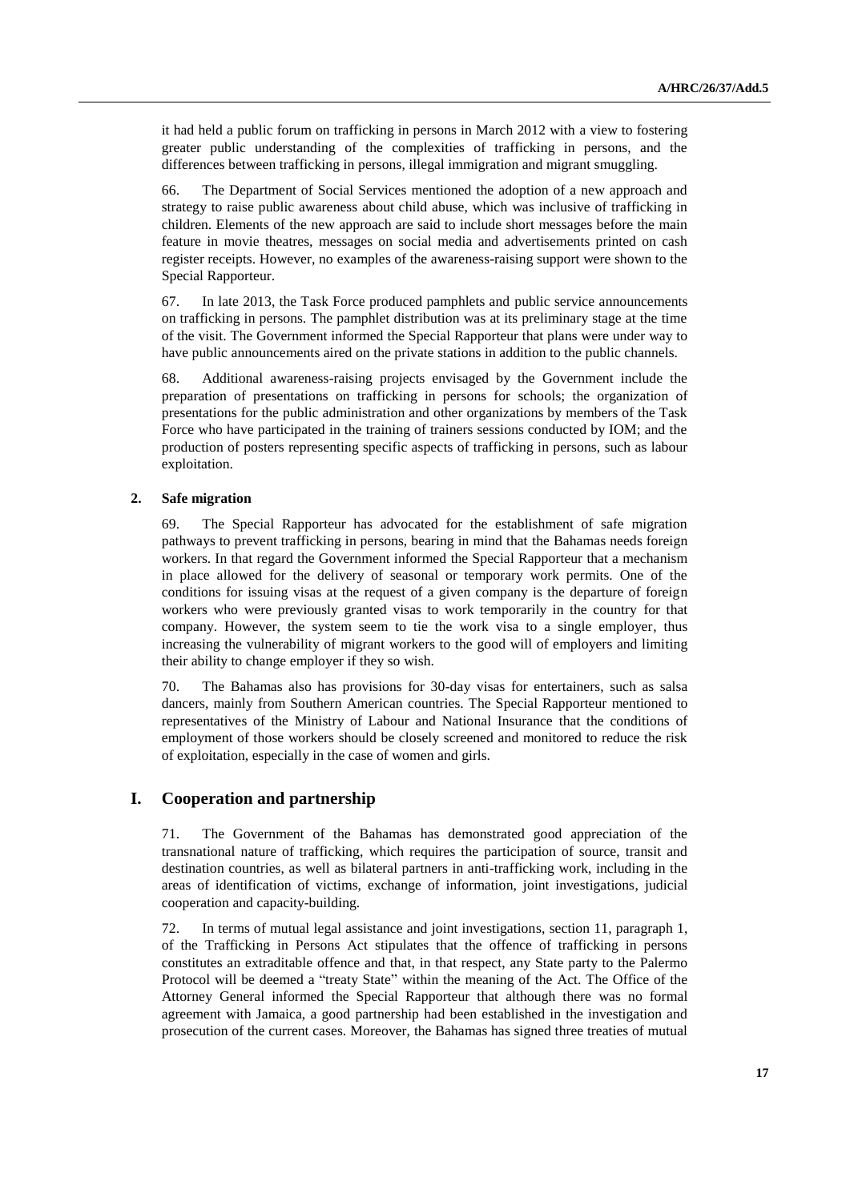it had held a public forum on trafficking in persons in March 2012 with a view to fostering greater public understanding of the complexities of trafficking in persons, and the differences between trafficking in persons, illegal immigration and migrant smuggling.

66. The Department of Social Services mentioned the adoption of a new approach and strategy to raise public awareness about child abuse, which was inclusive of trafficking in children. Elements of the new approach are said to include short messages before the main feature in movie theatres, messages on social media and advertisements printed on cash register receipts. However, no examples of the awareness-raising support were shown to the Special Rapporteur.

67. In late 2013, the Task Force produced pamphlets and public service announcements on trafficking in persons. The pamphlet distribution was at its preliminary stage at the time of the visit. The Government informed the Special Rapporteur that plans were under way to have public announcements aired on the private stations in addition to the public channels.

68. Additional awareness-raising projects envisaged by the Government include the preparation of presentations on trafficking in persons for schools; the organization of presentations for the public administration and other organizations by members of the Task Force who have participated in the training of trainers sessions conducted by IOM; and the production of posters representing specific aspects of trafficking in persons, such as labour exploitation.

### 2. Safe migration

69. The Special Rapporteur has advocated for the establishment of safe migration pathways to prevent trafficking in persons, bearing in mind that the Bahamas needs foreign workers. In that regard the Government informed the Special Rapporteur that a mechanism in place allowed for the delivery of seasonal or temporary work permits. One of the conditions for issuing visas at the request of a given company is the departure of foreign workers who were previously granted visas to work temporarily in the country for that company. However, the system seem to tie the work visa to a single employer, thus increasing the vulnerability of migrant workers to the good will of employers and limiting their ability to change employer if they so wish.

70. The Bahamas also has provisions for 30-day visas for entertainers, such as salsa dancers, mainly from Southern American countries. The Special Rapporteur mentioned to representatives of the Ministry of Labour and National Insurance that the conditions of employment of those workers should be closely screened and monitored to reduce the risk of exploitation, especially in the case of women and girls.

## I. Cooperation and partnership

71. The Government of the Bahamas has demonstrated good appreciation of the transnational nature of trafficking, which requires the participation of source, transit and destination countries, as well as bilateral partners in anti-trafficking work, including in the areas of identification of victims, exchange of information, joint investigations, judicial cooperation and capacity-building.

72. In terms of mutual legal assistance and joint investigations, section 11, paragraph 1, of the Trafficking in Persons Act stipulates that the offence of trafficking in persons constitutes an extraditable offence and that, in that respect, any State party to the Palermo Protocol will be deemed a "treaty State" within the meaning of the Act. The Office of the Attorney General informed the Special Rapporteur that although there was no formal agreement with Jamaica, a good partnership had been established in the investigation and prosecution of the current cases. Moreover, the Bahamas has signed three treaties of mutual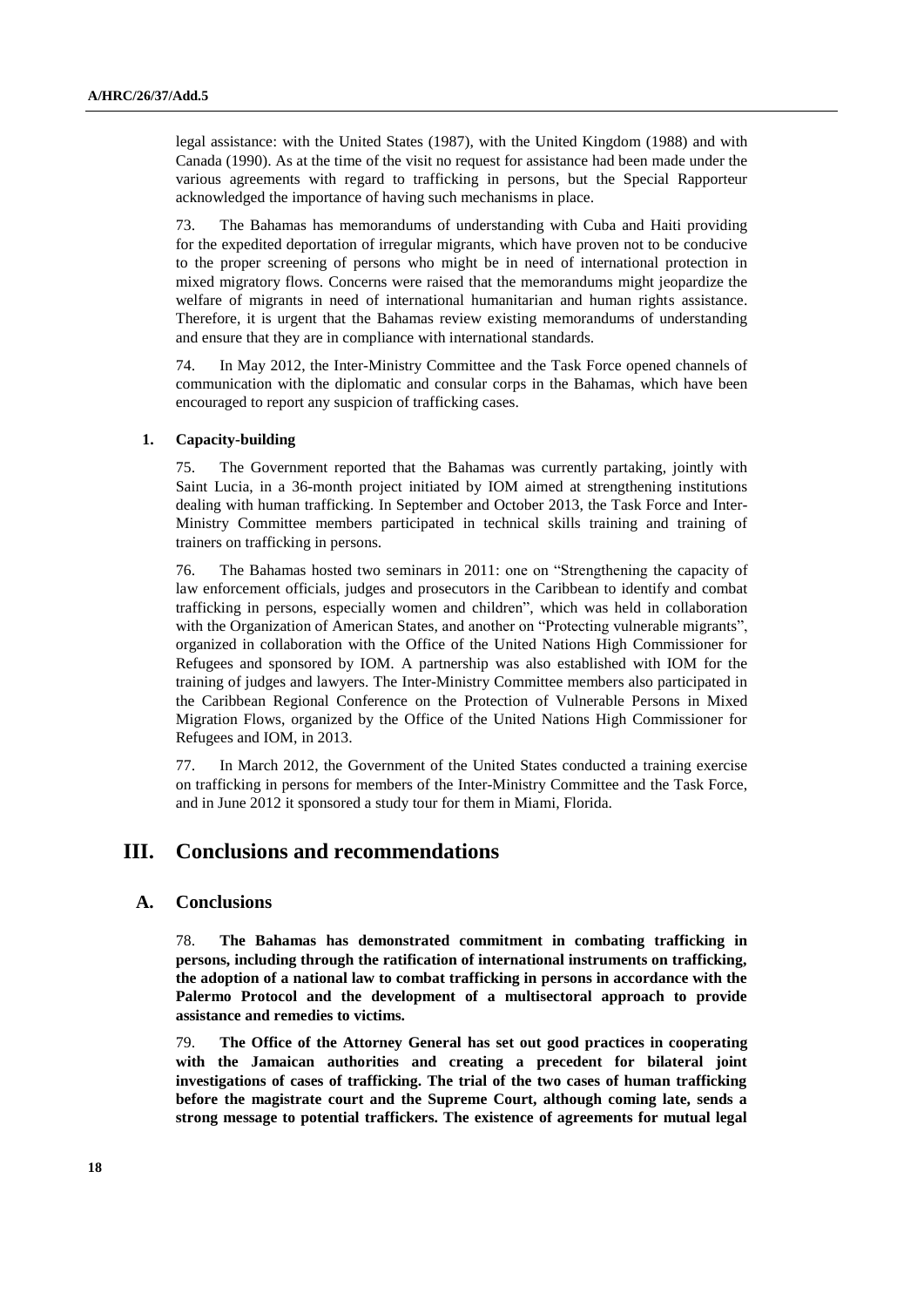legal assistance: with the United States (1987), with the United Kingdom (1988) and with Canada (1990). As at the time of the visit no request for assistance had been made under the various agreements with regard to trafficking in persons, but the Special Rapporteur acknowledged the importance of having such mechanisms in place.

73. The Bahamas has memorandums of understanding with Cuba and Haiti providing for the expedited deportation of irregular migrants, which have proven not to be conducive to the proper screening of persons who might be in need of international protection in mixed migratory flows. Concerns were raised that the memorandums might jeopardize the welfare of migrants in need of international humanitarian and human rights assistance. Therefore, it is urgent that the Bahamas review existing memorandums of understanding and ensure that they are in compliance with international standards.

74. In May 2012, the Inter-Ministry Committee and the Task Force opened channels of communication with the diplomatic and consular corps in the Bahamas, which have been encouraged to report any suspicion of trafficking cases.

### 1. Capacity-building

75. The Government reported that the Bahamas was currently partaking, jointly with Saint Lucia, in a 36-month project initiated by IOM aimed at strengthening institutions dealing with human trafficking. In September and October 2013, the Task Force and Inter-Ministry Committee members participated in technical skills training and training of trainers on trafficking in persons.

76. The Bahamas hosted two seminars in 2011: one on "Strengthening the capacity of law enforcement officials, judges and prosecutors in the Caribbean to identify and combat trafficking in persons, especially women and children", which was held in collaboration with the Organization of American States, and another on "Protecting vulnerable migrants", organized in collaboration with the Office of the United Nations High Commissioner for Refugees and sponsored by IOM. A partnership was also established with IOM for the training of judges and lawyers. The Inter-Ministry Committee members also participated in the Caribbean Regional Conference on the Protection of Vulnerable Persons in Mixed Migration Flows, organized by the Office of the United Nations High Commissioner for Refugees and IOM, in 2013.

77. In March 2012, the Government of the United States conducted a training exercise on trafficking in persons for members of the Inter-Ministry Committee and the Task Force, and in June 2012 it sponsored a study tour for them in Miami, Florida.

# III. Conclusions and recommendations

## A. Conclusions

78. **The Bahamas has demonstrated commitment in combating trafficking in persons, including through the ratification of international instruments on trafficking, the adoption of a national law to combat trafficking in persons in accordance with the Palermo Protocol and the development of a multisectoral approach to provide assistance and remedies to victims.**

79. **The Office of the Attorney General has set out good practices in cooperating with the Jamaican authorities and creating a precedent for bilateral joint investigations of cases of trafficking. The trial of the two cases of human trafficking before the magistrate court and the Supreme Court, although coming late, sends a strong message to potential traffickers. The existence of agreements for mutual legal**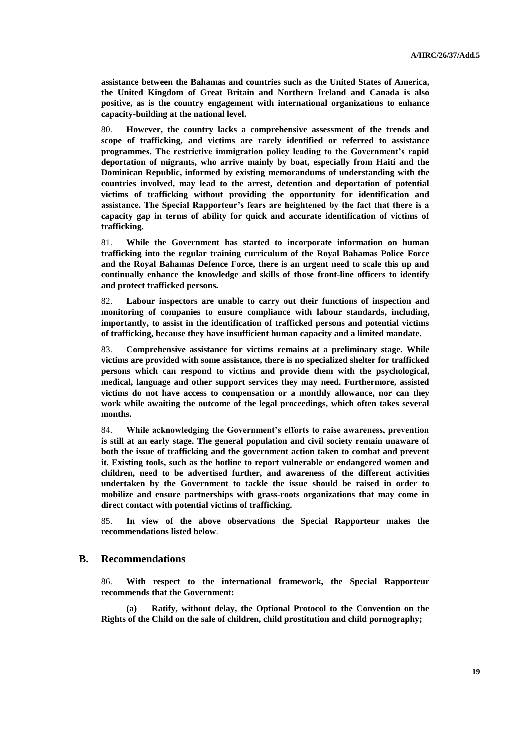**assistance between the Bahamas and countries such as the United States of America, the United Kingdom of Great Britain and Northern Ireland and Canada is also positive, as is the country engagement with international organizations to enhance capacity-building at the national level.**

80. **However, the country lacks a comprehensive assessment of the trends and scope of trafficking, and victims are rarely identified or referred to assistance programmes. The restrictive immigration policy leading to the Government's rapid deportation of migrants, who arrive mainly by boat, especially from Haiti and the Dominican Republic, informed by existing memorandums of understanding with the countries involved, may lead to the arrest, detention and deportation of potential victims of trafficking without providing the opportunity for identification and assistance. The Special Rapporteur's fears are heightened by the fact that there is a capacity gap in terms of ability for quick and accurate identification of victims of trafficking.**

81. **While the Government has started to incorporate information on human trafficking into the regular training curriculum of the Royal Bahamas Police Force and the Royal Bahamas Defence Force, there is an urgent need to scale this up and continually enhance the knowledge and skills of those front-line officers to identify and protect trafficked persons.**

82. **Labour inspectors are unable to carry out their functions of inspection and monitoring of companies to ensure compliance with labour standards, including, importantly, to assist in the identification of trafficked persons and potential victims of trafficking, because they have insufficient human capacity and a limited mandate.**

83. **Comprehensive assistance for victims remains at a preliminary stage. While victims are provided with some assistance, there is no specialized shelter for trafficked persons which can respond to victims and provide them with the psychological, medical, language and other support services they may need. Furthermore, assisted victims do not have access to compensation or a monthly allowance, nor can they work while awaiting the outcome of the legal proceedings, which often takes several months.**

84. **While acknowledging the Government's efforts to raise awareness, prevention is still at an early stage. The general population and civil society remain unaware of both the issue of trafficking and the government action taken to combat and prevent it. Existing tools, such as the hotline to report vulnerable or endangered women and children, need to be advertised further, and awareness of the different activities undertaken by the Government to tackle the issue should be raised in order to mobilize and ensure partnerships with grass-roots organizations that may come in direct contact with potential victims of trafficking.**

85. **In view of the above observations the Special Rapporteur makes the recommendations listed below**.

## B. Recommendations

86. **With respect to the international framework, the Special Rapporteur recommends that the Government:**

(a) **Ratify, without delay, the Optional Protocol to the Convention on the Rights of the Child on the sale of children, child prostitution and child pornography;**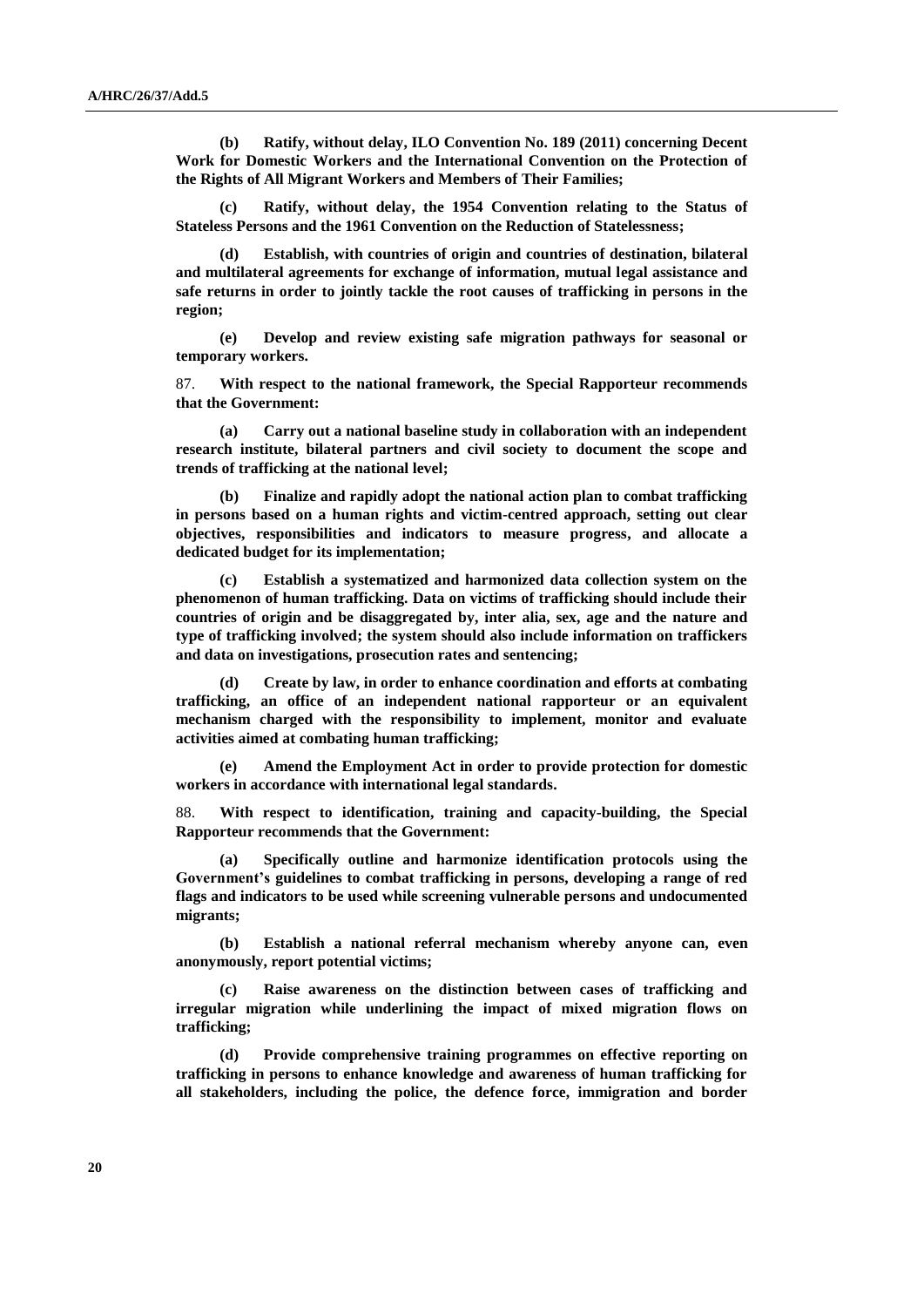**(b) Ratify, without delay, ILO Convention No. 189 (2011) concerning Decent Work for Domestic Workers and the International Convention on the Protection of the Rights of All Migrant Workers and Members of Their Families;**

**(c) Ratify, without delay, the 1954 Convention relating to the Status of Stateless Persons and the 1961 Convention on the Reduction of Statelessness;**

**(d) Establish, with countries of origin and countries of destination, bilateral and multilateral agreements for exchange of information, mutual legal assistance and safe returns in order to jointly tackle the root causes of trafficking in persons in the region;**

**(e) Develop and review existing safe migration pathways for seasonal or temporary workers.**

87. **With respect to the national framework, the Special Rapporteur recommends that the Government:**

**(a) Carry out a national baseline study in collaboration with an independent research institute, bilateral partners and civil society to document the scope and trends of trafficking at the national level;**

**(b) Finalize and rapidly adopt the national action plan to combat trafficking in persons based on a human rights and victim-centred approach, setting out clear objectives, responsibilities and indicators to measure progress, and allocate a dedicated budget for its implementation;**

**(c) Establish a systematized and harmonized data collection system on the phenomenon of human trafficking. Data on victims of trafficking should include their countries of origin and be disaggregated by, inter alia, sex, age and the nature and type of trafficking involved; the system should also include information on traffickers and data on investigations, prosecution rates and sentencing;**

**(d) Create by law, in order to enhance coordination and efforts at combating trafficking, an office of an independent national rapporteur or an equivalent mechanism charged with the responsibility to implement, monitor and evaluate activities aimed at combating human trafficking;**

**(e) Amend the Employment Act in order to provide protection for domestic workers in accordance with international legal standards.**

88. **With respect to identification, training and capacity-building, the Special Rapporteur recommends that the Government:**

**(a) Specifically outline and harmonize identification protocols using the Government's guidelines to combat trafficking in persons, developing a range of red flags and indicators to be used while screening vulnerable persons and undocumented migrants;**

**(b) Establish a national referral mechanism whereby anyone can, even anonymously, report potential victims;**

**(c) Raise awareness on the distinction between cases of trafficking and irregular migration while underlining the impact of mixed migration flows on trafficking;**

**(d) Provide comprehensive training programmes on effective reporting on trafficking in persons to enhance knowledge and awareness of human trafficking for all stakeholders, including the police, the defence force, immigration and border**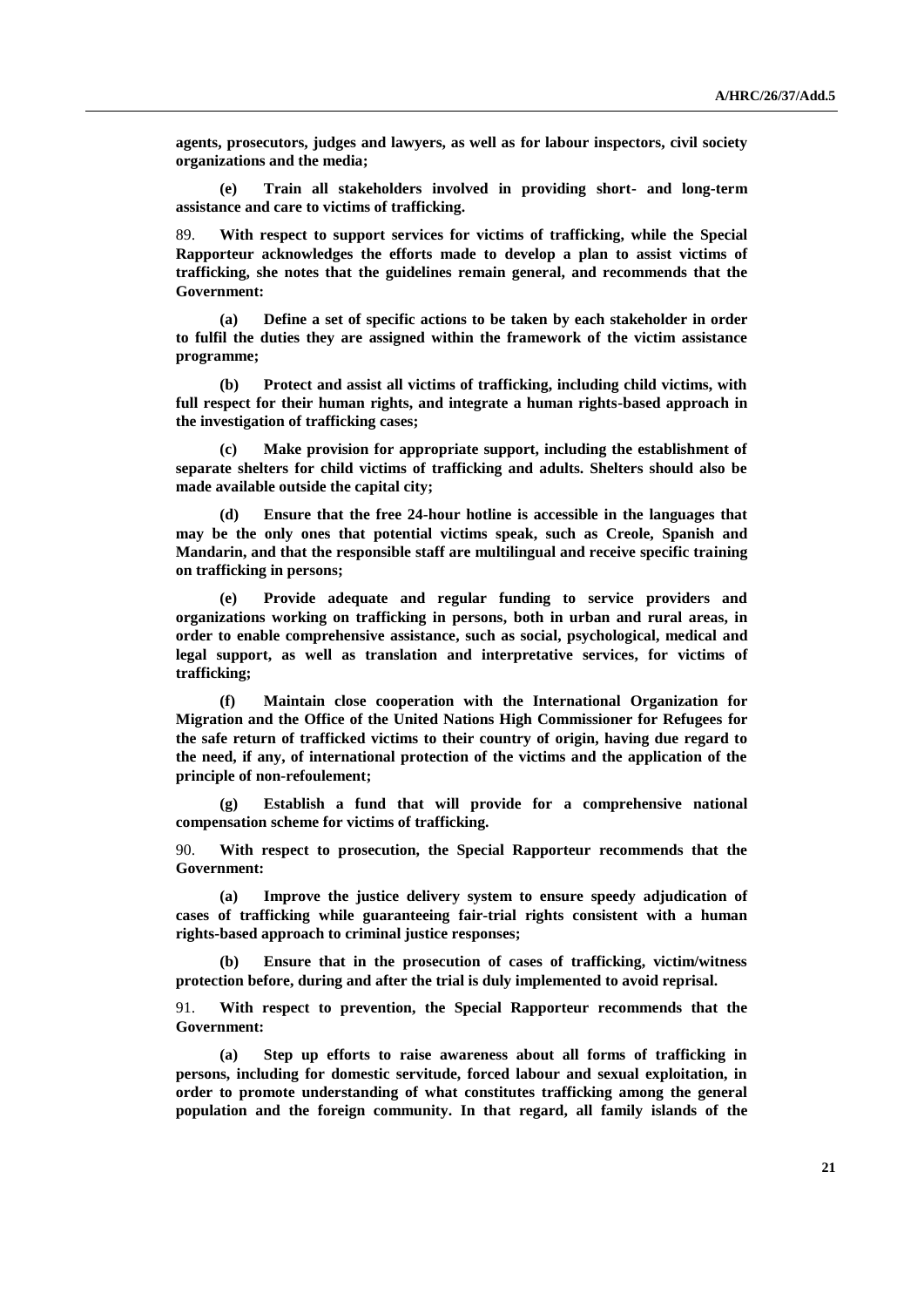**agents, prosecutors, judges and lawyers, as well as for labour inspectors, civil society organizations and the media;**

**(e) Train all stakeholders involved in providing short- and long-term assistance and care to victims of trafficking.**

89. **With respect to support services for victims of trafficking, while the Special Rapporteur acknowledges the efforts made to develop a plan to assist victims of trafficking, she notes that the guidelines remain general, and recommends that the Government:**

**(a) Define a set of specific actions to be taken by each stakeholder in order to fulfil the duties they are assigned within the framework of the victim assistance programme;**

**(b) Protect and assist all victims of trafficking, including child victims, with full respect for their human rights, and integrate a human rights-based approach in the investigation of trafficking cases;**

**(c) Make provision for appropriate support, including the establishment of separate shelters for child victims of trafficking and adults. Shelters should also be made available outside the capital city;**

**(d) Ensure that the free 24-hour hotline is accessible in the languages that may be the only ones that potential victims speak, such as Creole, Spanish and Mandarin, and that the responsible staff are multilingual and receive specific training on trafficking in persons;**

**(e) Provide adequate and regular funding to service providers and organizations working on trafficking in persons, both in urban and rural areas, in order to enable comprehensive assistance, such as social, psychological, medical and legal support, as well as translation and interpretative services, for victims of trafficking;**

**(f) Maintain close cooperation with the International Organization for Migration and the Office of the United Nations High Commissioner for Refugees for the safe return of trafficked victims to their country of origin, having due regard to the need, if any, of international protection of the victims and the application of the principle of non-refoulement;**

**(g) Establish a fund that will provide for a comprehensive national compensation scheme for victims of trafficking.**

90. **With respect to prosecution, the Special Rapporteur recommends that the Government:**

**(a) Improve the justice delivery system to ensure speedy adjudication of cases of trafficking while guaranteeing fair-trial rights consistent with a human rights-based approach to criminal justice responses;**

**(b) Ensure that in the prosecution of cases of trafficking, victim/witness protection before, during and after the trial is duly implemented to avoid reprisal.**

91. **With respect to prevention, the Special Rapporteur recommends that the Government:**

**(a) Step up efforts to raise awareness about all forms of trafficking in persons, including for domestic servitude, forced labour and sexual exploitation, in order to promote understanding of what constitutes trafficking among the general population and the foreign community. In that regard, all family islands of the**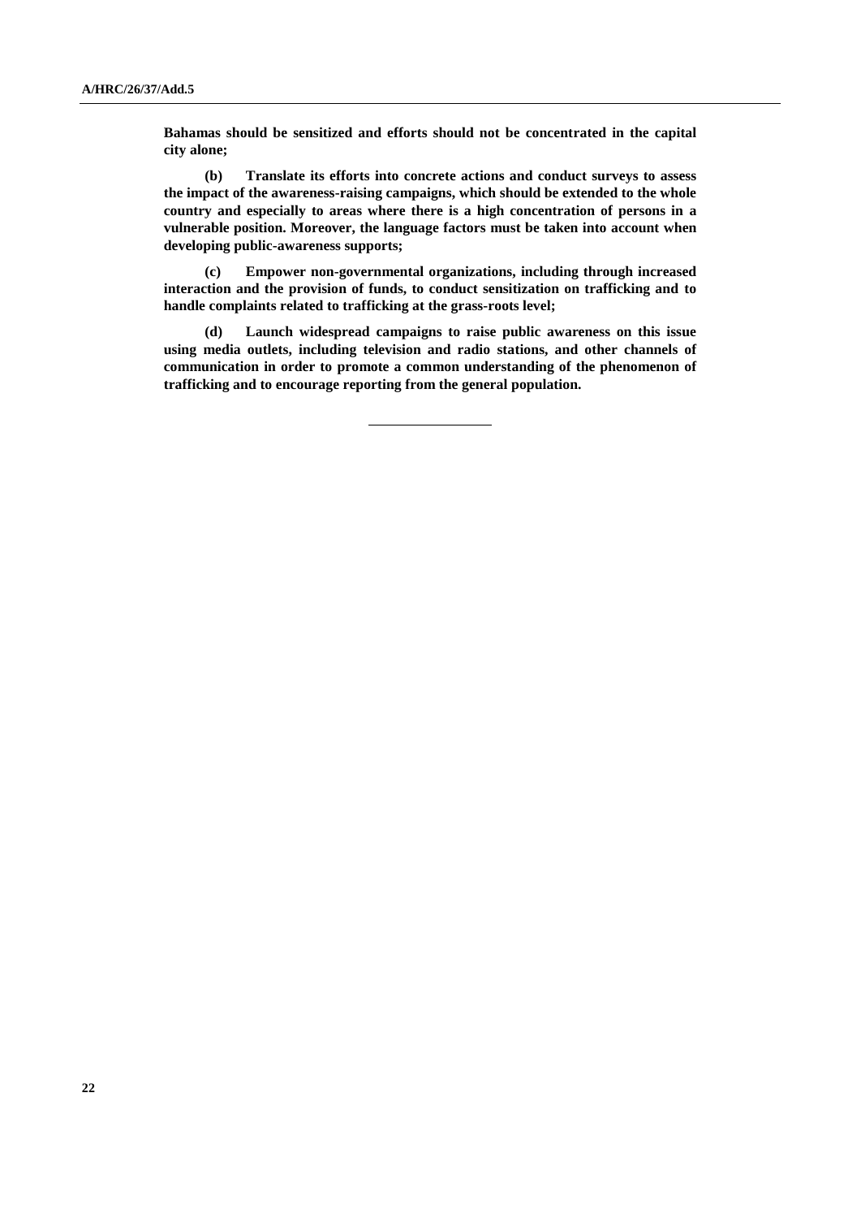**Bahamas should be sensitized and efforts should not be concentrated in the capital city alone;**

**(b) Translate its efforts into concrete actions and conduct surveys to assess the impact of the awareness-raising campaigns, which should be extended to the whole country and especially to areas where there is a high concentration of persons in a vulnerable position. Moreover, the language factors must be taken into account when developing public-awareness supports;**

**(c) Empower non-governmental organizations, including through increased interaction and the provision of funds, to conduct sensitization on trafficking and to handle complaints related to trafficking at the grass-roots level;**

**(d) Launch widespread campaigns to raise public awareness on this issue using media outlets, including television and radio stations, and other channels of communication in order to promote a common understanding of the phenomenon of trafficking and to encourage reporting from the general population.**